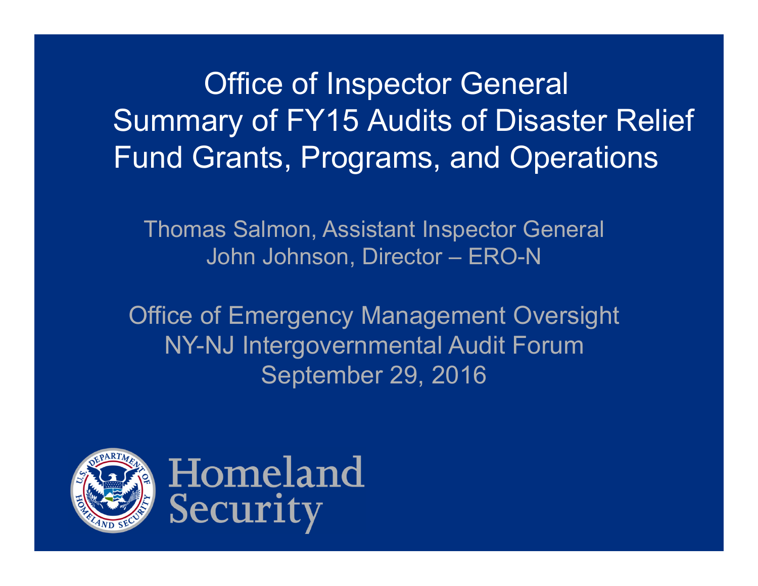# Office of Inspector General Summary of FY15 Audits of Disaster Relief Fund Grants, Programs, and Operations

Thomas Salmon, Assistant Inspector General
John Johnson, Director – ERO-N

Office of Emergency Management Oversight
NY-NJ Intergovernmental Audit Forum
September 29, 2016

Homeland Security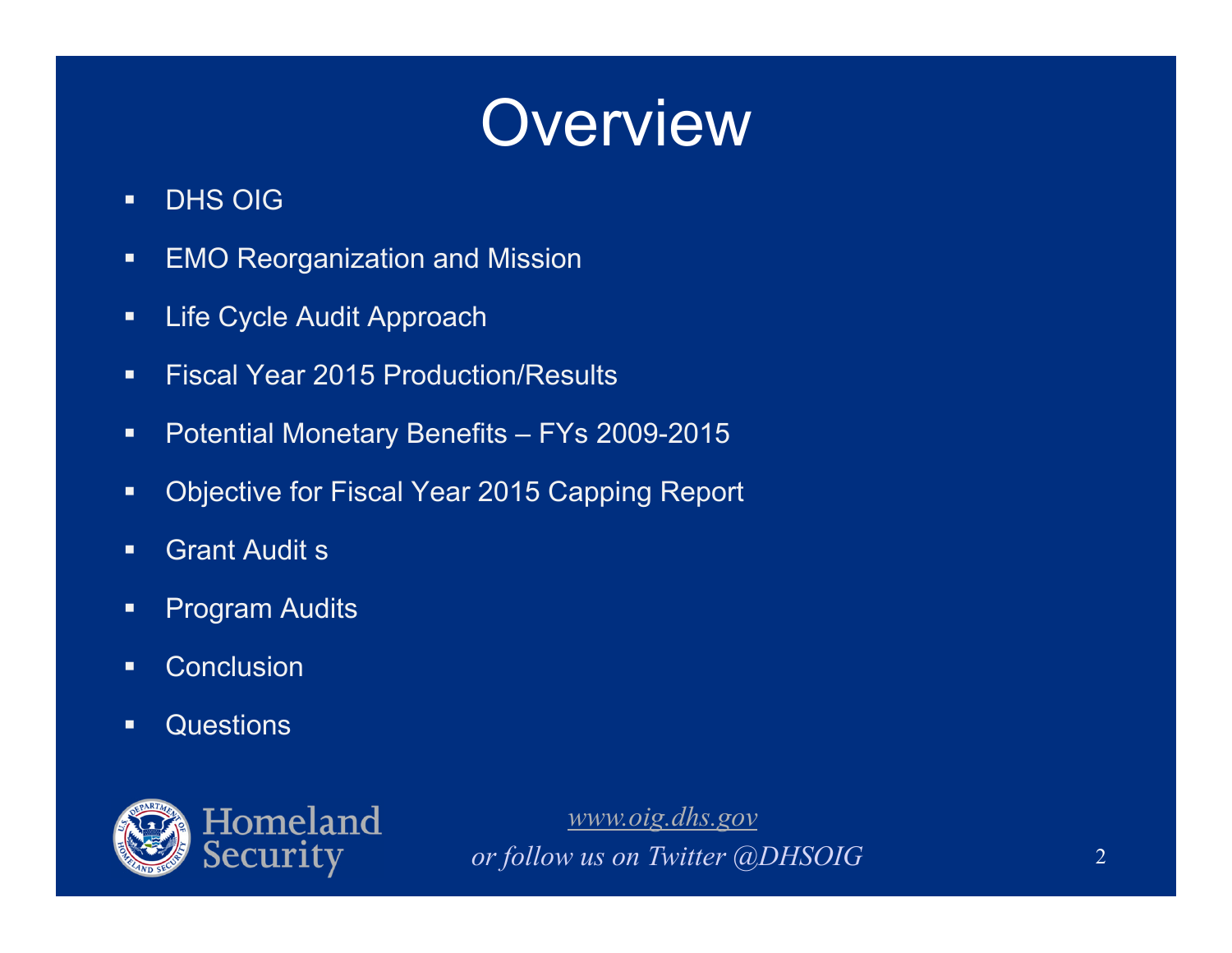# Overview

- DHS OIG
- EMO Reorganization and Mission
- Life Cycle Audit Approach
- Fiscal Year 2015 Production/Results
- Potential Monetary Benefits – FYs 2009-2015
- Objective for Fiscal Year 2015 Capping Report
- Grant Audit s
- Program Audits
- Conclusion
- Questions

Homeland Security

*www.oig.dhs.gov*
*or follow us on Twitter @DHSOIG*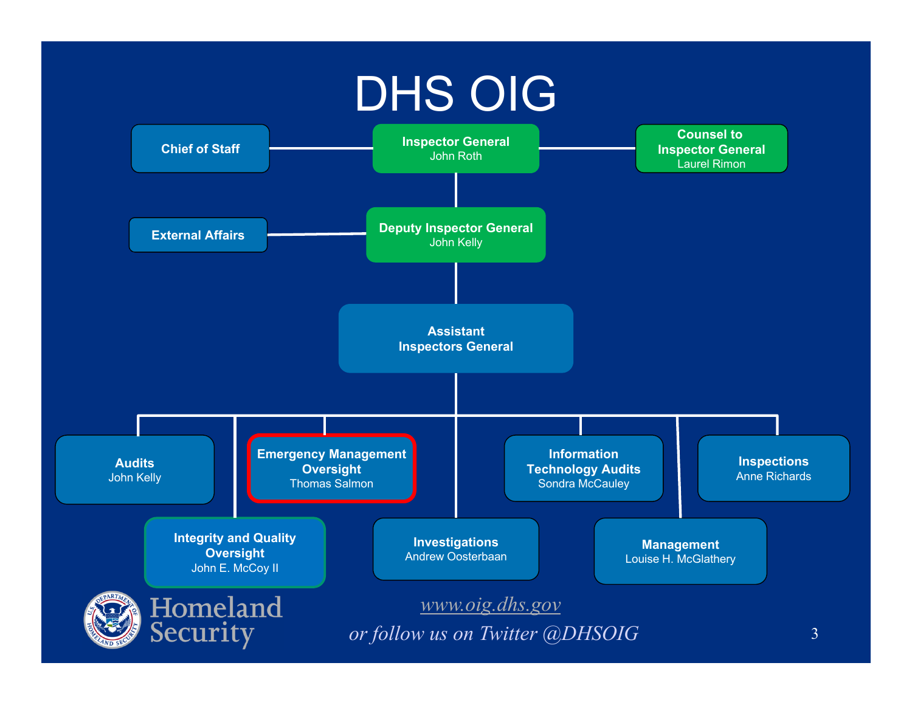# DHS OIG

- **Inspector General** – John Roth
  - **Chief of Staff**
  - **Counsel to Inspector General** – Laurel Rimon
  - **Deputy Inspector General** – John Kelly
    - **External Affairs**
    - **Assistant Inspectors General**
      - **Audits** – John Kelly
      - **Integrity and Quality Oversight** – John E. McCoy II
      - **Emergency Management Oversight** – Thomas Salmon
      - **Investigations** – Andrew Oosterbaan
      - **Information Technology Audits** – Sondra McCauley
      - **Management** – Louise H. McGlathery
      - **Inspections** – Anne Richards

Homeland Security

*www.oig.dhs.gov*

*or follow us on Twitter @DHSOIG*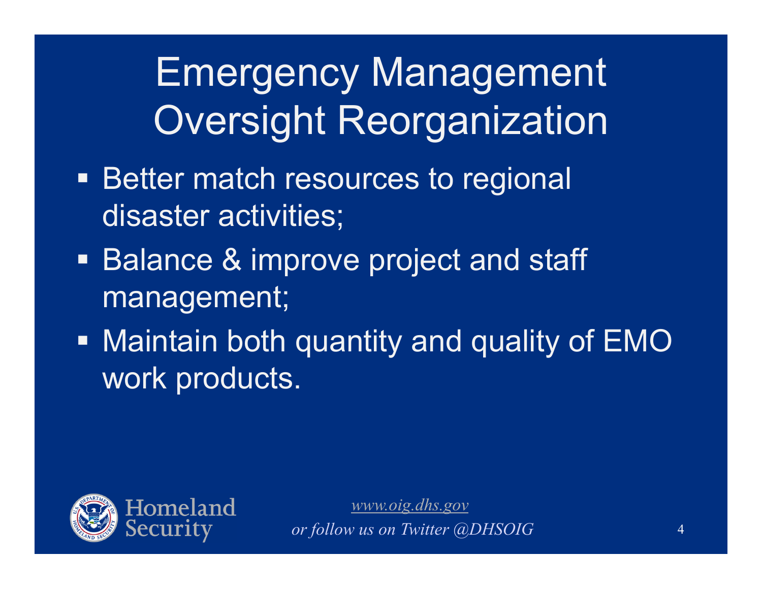# Emergency Management Oversight Reorganization

- Better match resources to regional disaster activities;
- Balance & improve project and staff management;
- Maintain both quantity and quality of EMO work products.

*www.oig.dhs.gov*
*or follow us on Twitter @DHSOIG*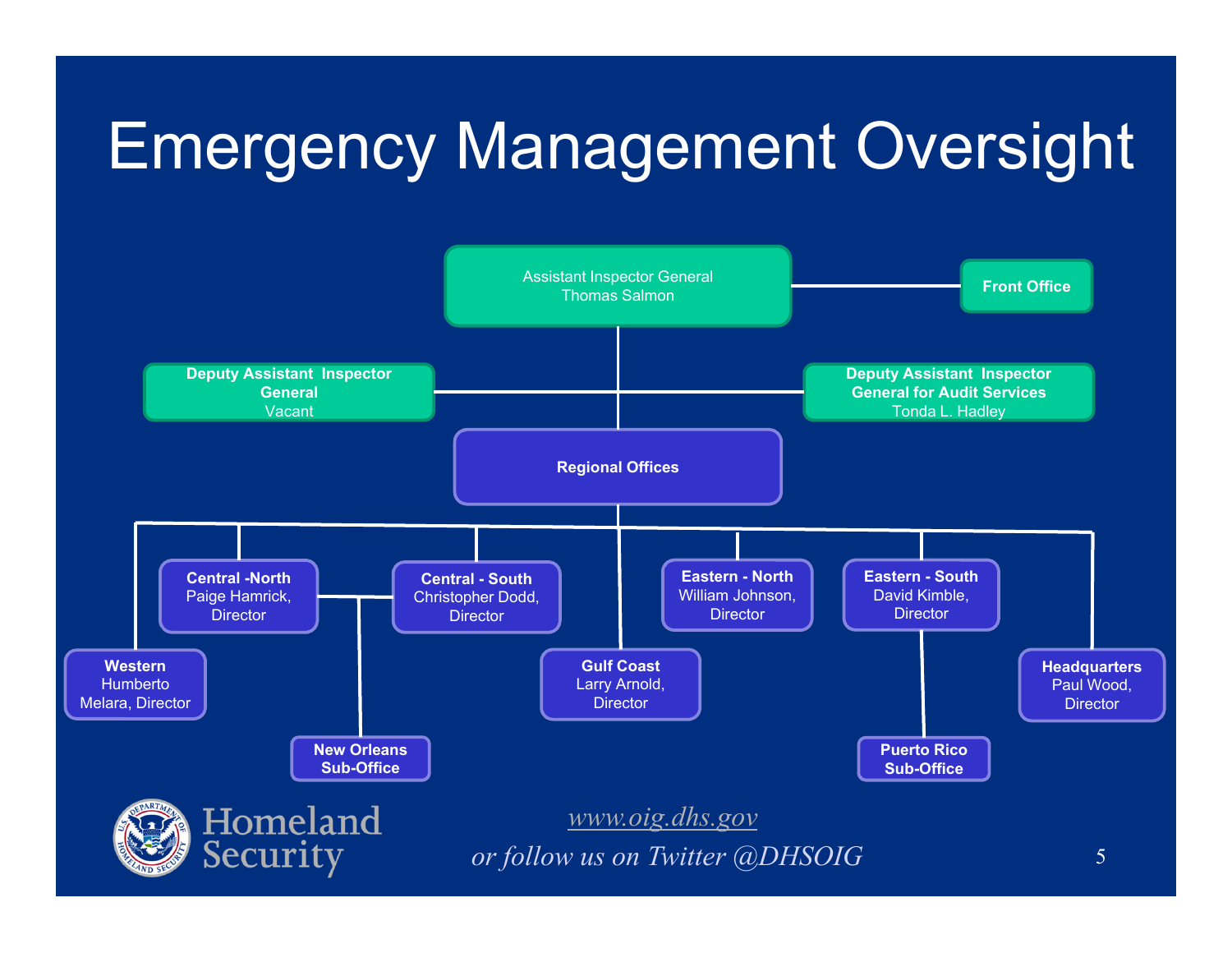# Emergency Management Oversight

- **Assistant Inspector General** – Thomas Salmon
  - **Front Office**
  - **Deputy Assistant Inspector General** – Vacant
  - **Deputy Assistant Inspector General for Audit Services** – Tonda L. Hadley
  - **Regional Offices**
    - **Western** – Humberto Melara, Director
    - **Central - North** – Paige Hamrick, Director
    - **Central - South** – Christopher Dodd, Director
      - **New Orleans Sub-Office**
    - **Gulf Coast** – Larry Arnold, Director
    - **Eastern - North** – William Johnson, Director
    - **Eastern - South** – David Kimble, Director
      - **Puerto Rico Sub-Office**
    - **Headquarters** – Paul Wood, Director

Homeland Security

*www.oig.dhs.gov*

*or follow us on Twitter @DHSOIG*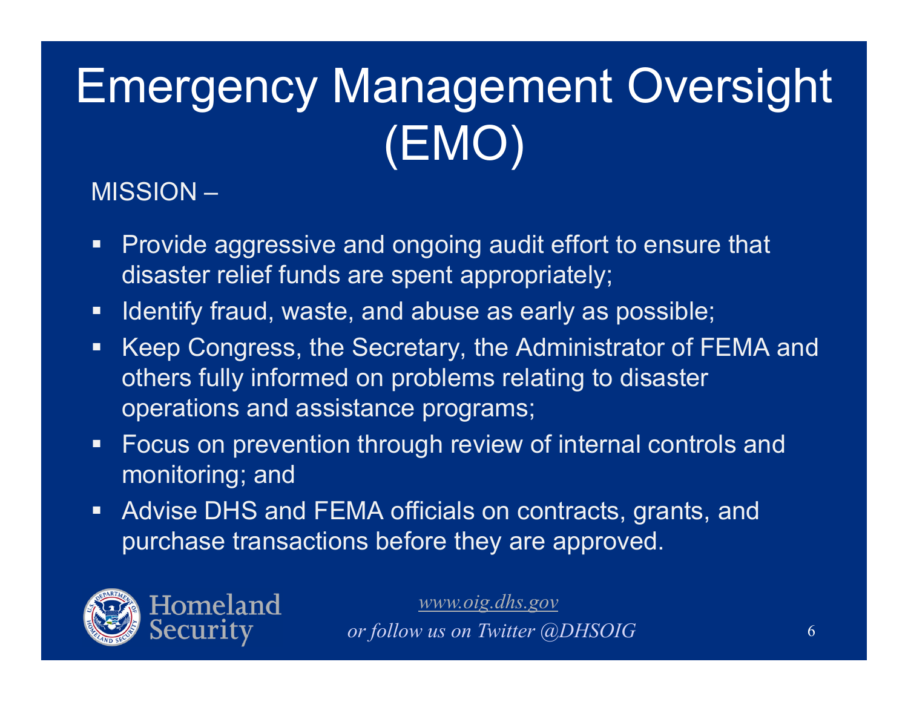# Emergency Management Oversight (EMO)

MISSION –

- Provide aggressive and ongoing audit effort to ensure that disaster relief funds are spent appropriately;
- Identify fraud, waste, and abuse as early as possible;
- Keep Congress, the Secretary, the Administrator of FEMA and others fully informed on problems relating to disaster operations and assistance programs;
- Focus on prevention through review of internal controls and monitoring; and
- Advise DHS and FEMA officials on contracts, grants, and purchase transactions before they are approved.

Homeland Security

*www.oig.dhs.gov*

*or follow us on Twitter @DHSOIG*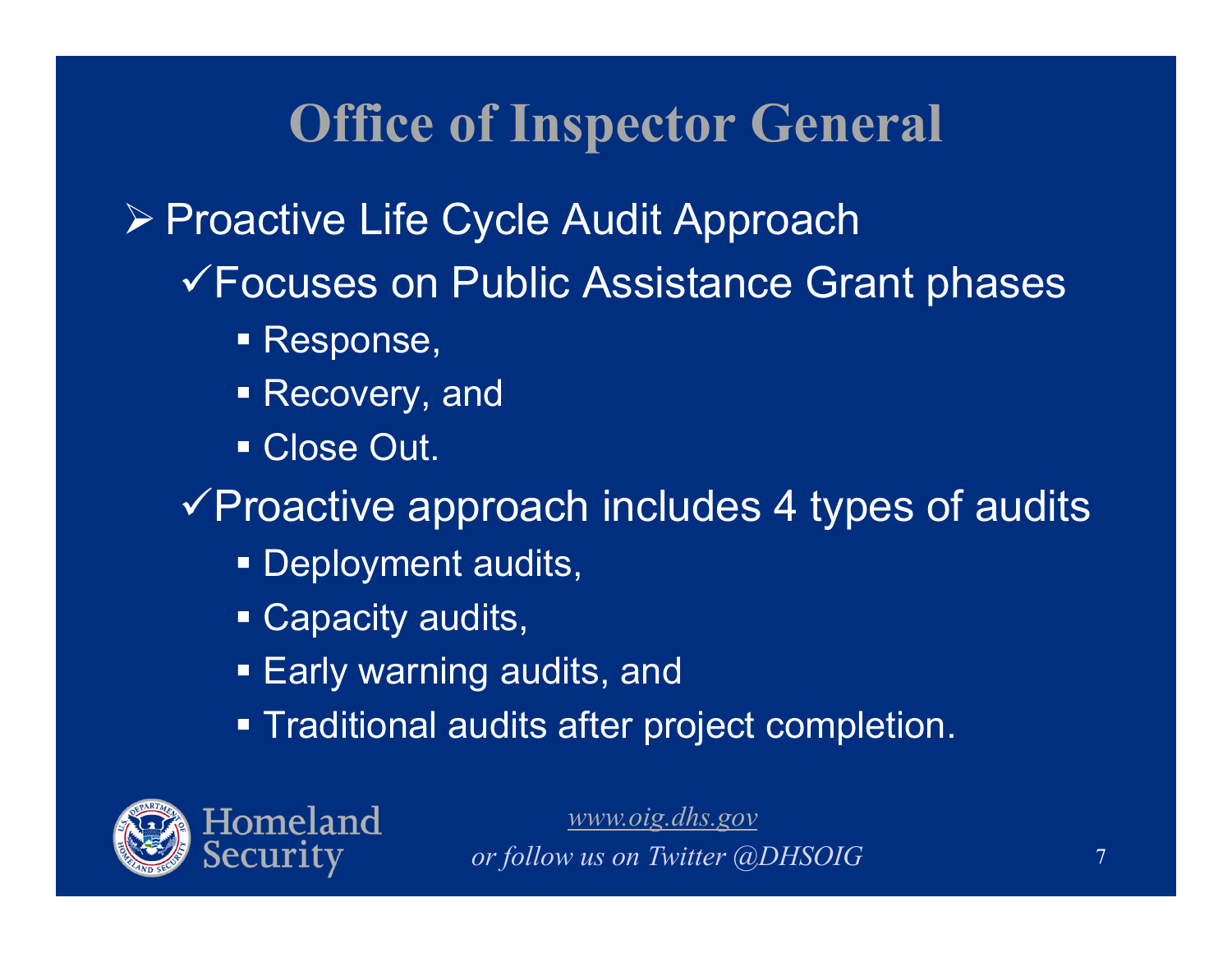# Office of Inspector General

- Proactive Life Cycle Audit Approach
  - ✓Focuses on Public Assistance Grant phases
    - Response,
    - Recovery, and
    - Close Out.
  - ✓Proactive approach includes 4 types of audits
    - Deployment audits,
    - Capacity audits,
    - Early warning audits, and
    - Traditional audits after project completion.

Homeland Security

*www.oig.dhs.gov*
*or follow us on Twitter @DHSOIG*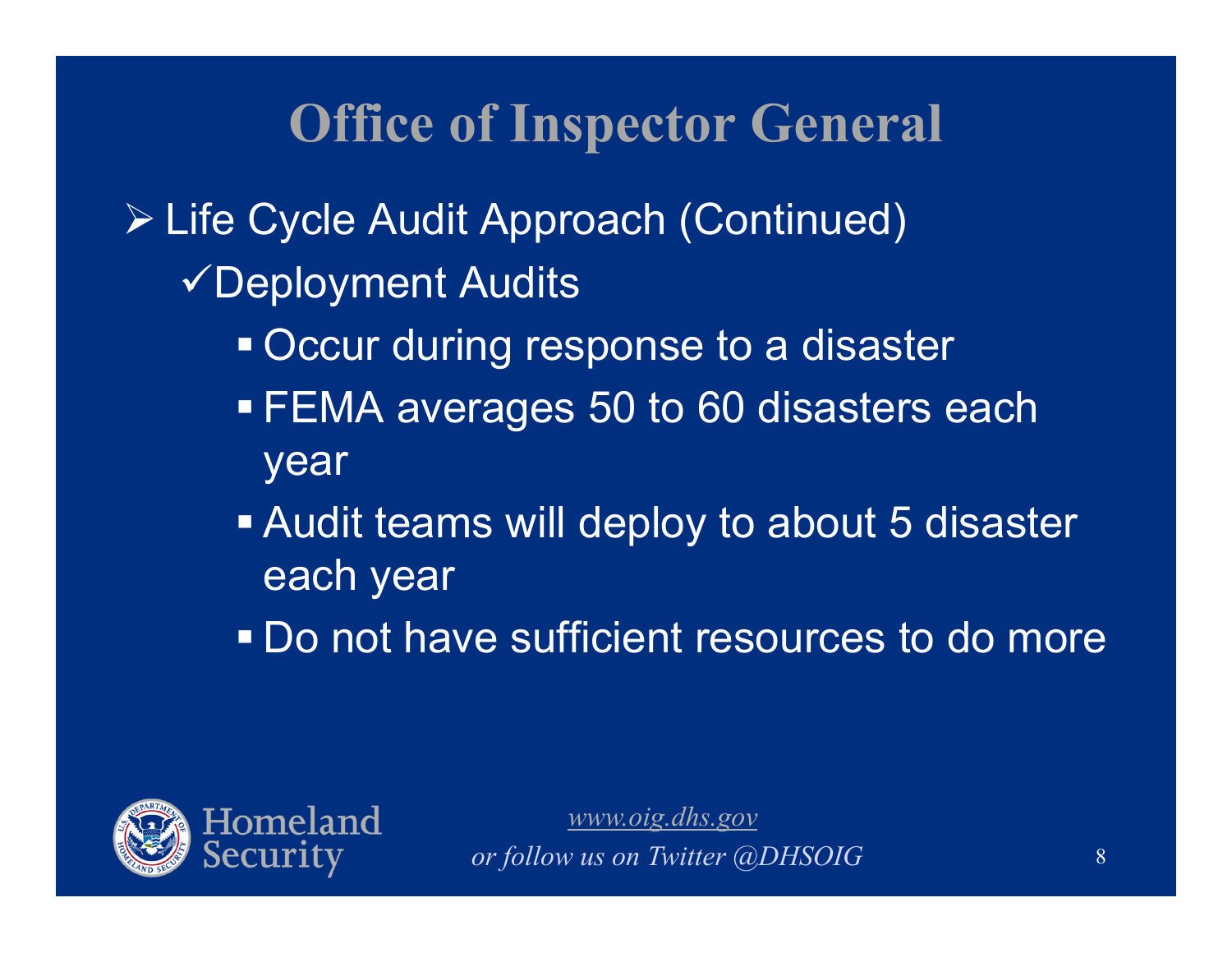# Office of Inspector General

- Life Cycle Audit Approach (Continued)
  - ✓Deployment Audits
    - Occur during response to a disaster
    - FEMA averages 50 to 60 disasters each year
    - Audit teams will deploy to about 5 disaster each year
    - Do not have sufficient resources to do more

Homeland Security

*www.oig.dhs.gov*
*or follow us on Twitter @DHSOIG*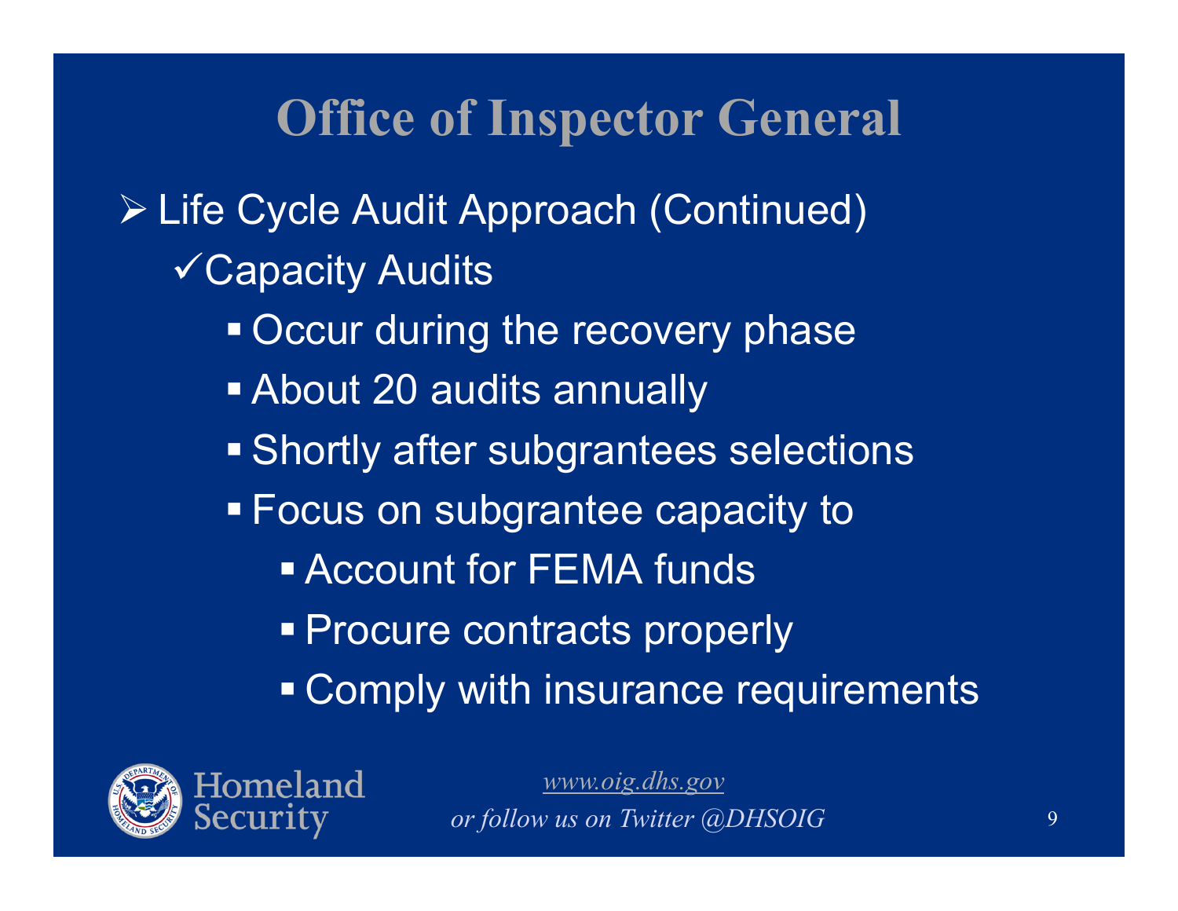# Office of Inspector General

- Life Cycle Audit Approach (Continued)
  - ✓Capacity Audits
    - Occur during the recovery phase
    - About 20 audits annually
    - Shortly after subgrantees selections
    - Focus on subgrantee capacity to
      - Account for FEMA funds
      - Procure contracts properly
      - Comply with insurance requirements

*www.oig.dhs.gov*
*or follow us on Twitter @DHSOIG*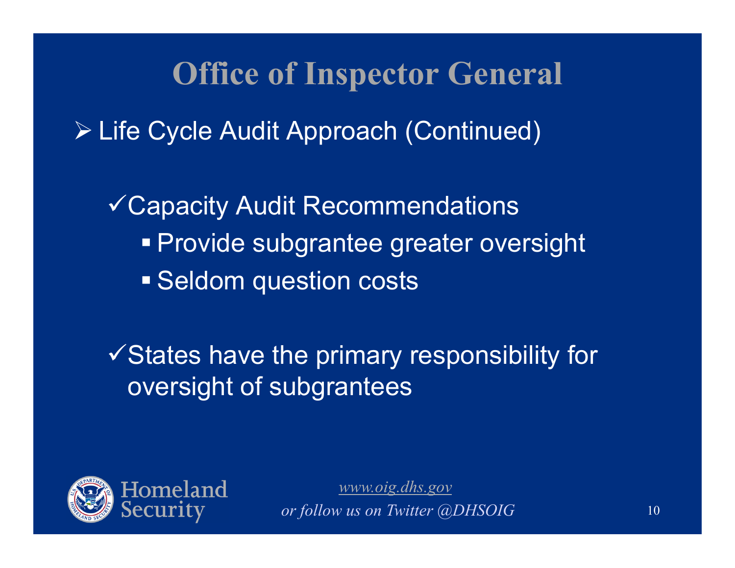# Office of Inspector General

- Life Cycle Audit Approach (Continued)

  - ✓ Capacity Audit Recommendations
    - Provide subgrantee greater oversight
    - Seldom question costs

  - ✓ States have the primary responsibility for oversight of subgrantees

*www.oig.dhs.gov*
*or follow us on Twitter @DHSOIG*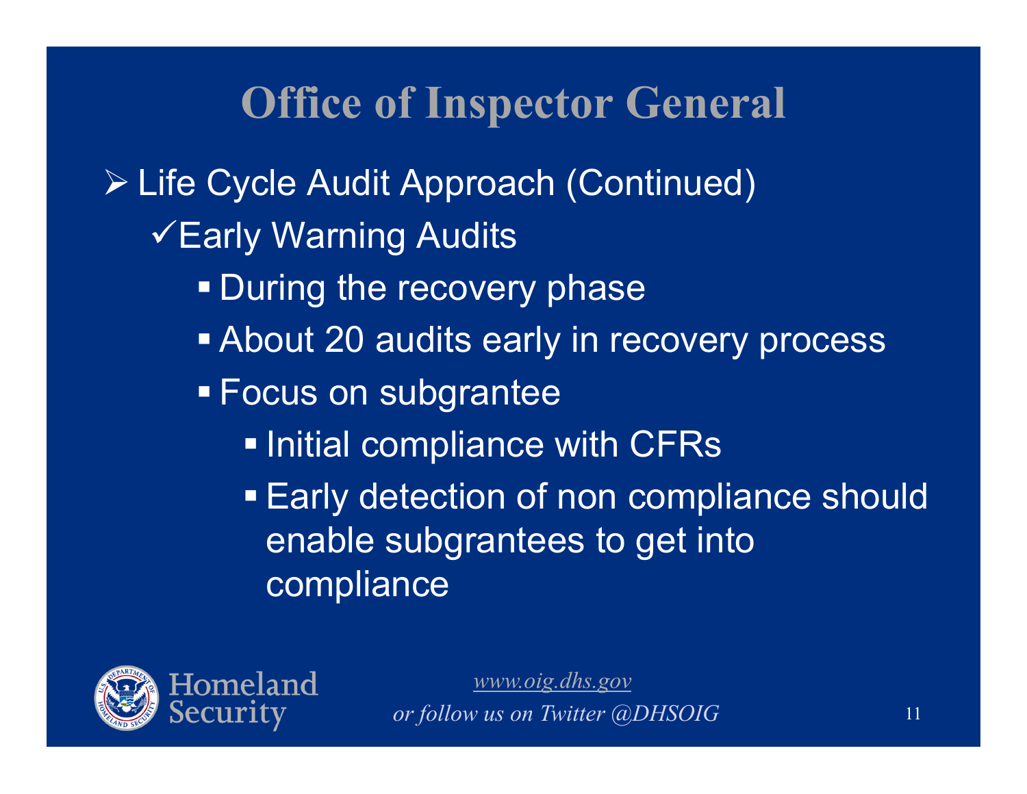# Office of Inspector General

- Life Cycle Audit Approach (Continued)
  - Early Warning Audits
    - During the recovery phase
    - About 20 audits early in recovery process
    - Focus on subgrantee
      - Initial compliance with CFRs
      - Early detection of non compliance should enable subgrantees to get into compliance

*www.oig.dhs.gov*
*or follow us on Twitter @DHSOIG*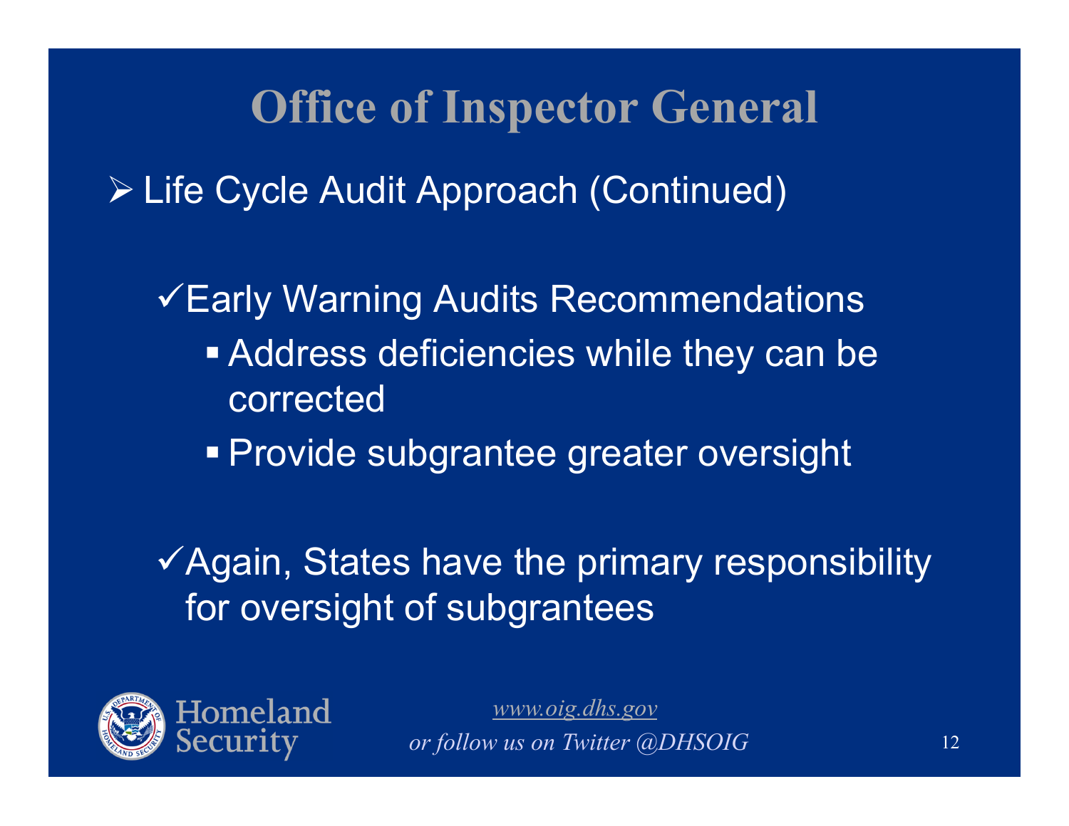# Office of Inspector General

- Life Cycle Audit Approach (Continued)

  - ✓Early Warning Audits Recommendations
    - Address deficiencies while they can be corrected
    - Provide subgrantee greater oversight

  - ✓Again, States have the primary responsibility for oversight of subgrantees

Homeland Security

*www.oig.dhs.gov*

*or follow us on Twitter @DHSOIG*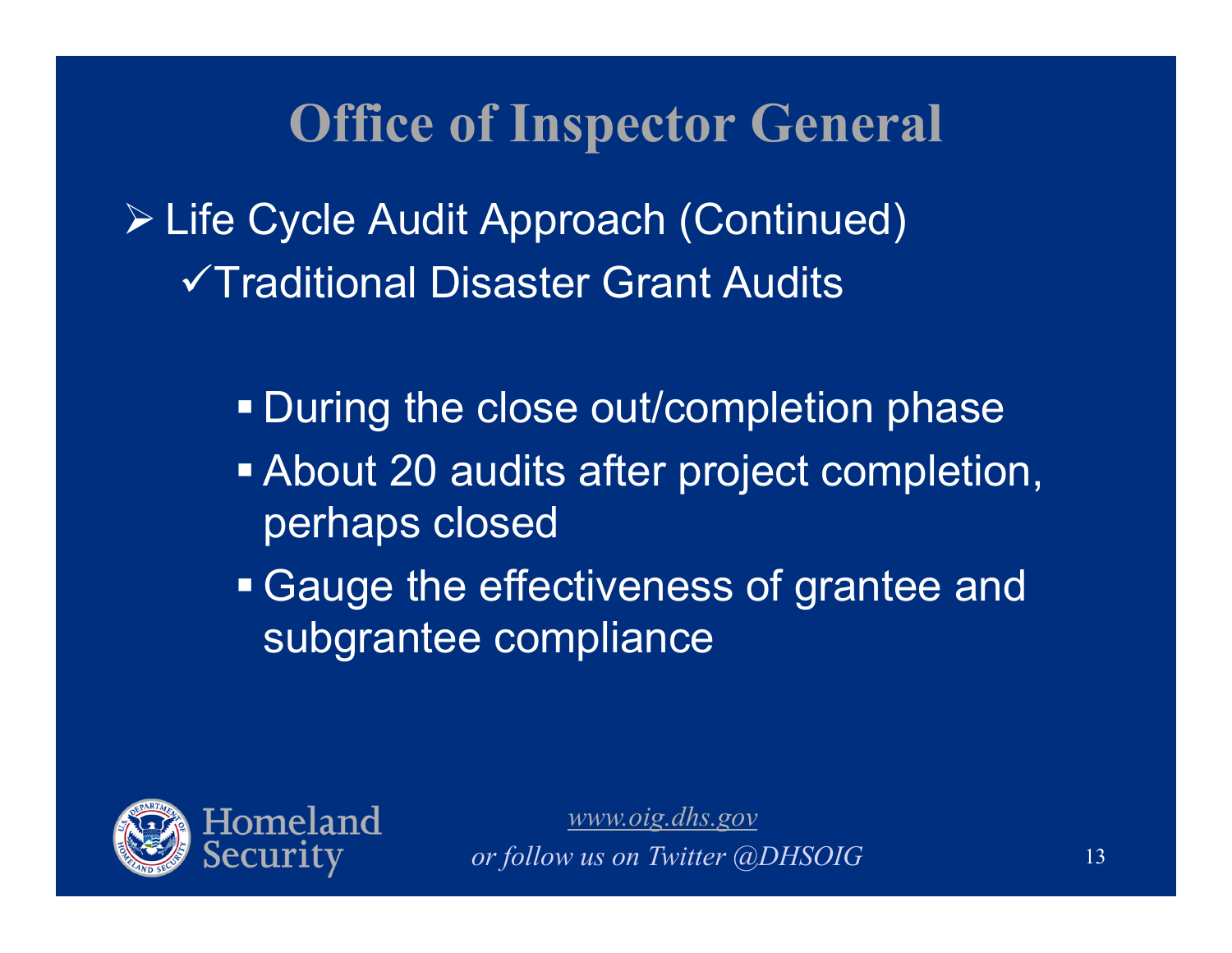# Office of Inspector General

- Life Cycle Audit Approach (Continued)
  - ✓Traditional Disaster Grant Audits
    - During the close out/completion phase
    - About 20 audits after project completion, perhaps closed
    - Gauge the effectiveness of grantee and subgrantee compliance

*www.oig.dhs.gov*
*or follow us on Twitter @DHSOIG*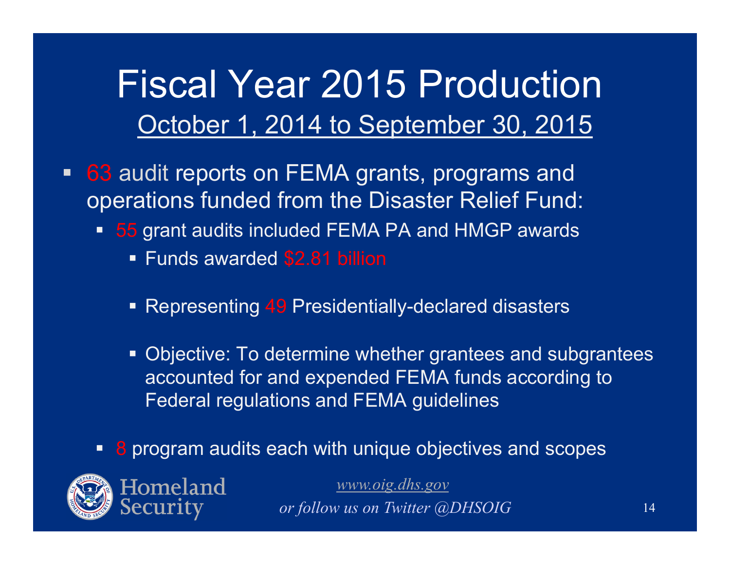# Fiscal Year 2015 Production

## October 1, 2014 to September 30, 2015

- 63 audit reports on FEMA grants, programs and operations funded from the Disaster Relief Fund:
  - 55 grant audits included FEMA PA and HMGP awards
    - Funds awarded $2.81 billion
    - Representing 49 Presidentially-declared disasters
    - Objective: To determine whether grantees and subgrantees accounted for and expended FEMA funds according to Federal regulations and FEMA guidelines
  - 8 program audits each with unique objectives and scopes

Homeland Security

*www.oig.dhs.gov*

*or follow us on Twitter @DHSOIG*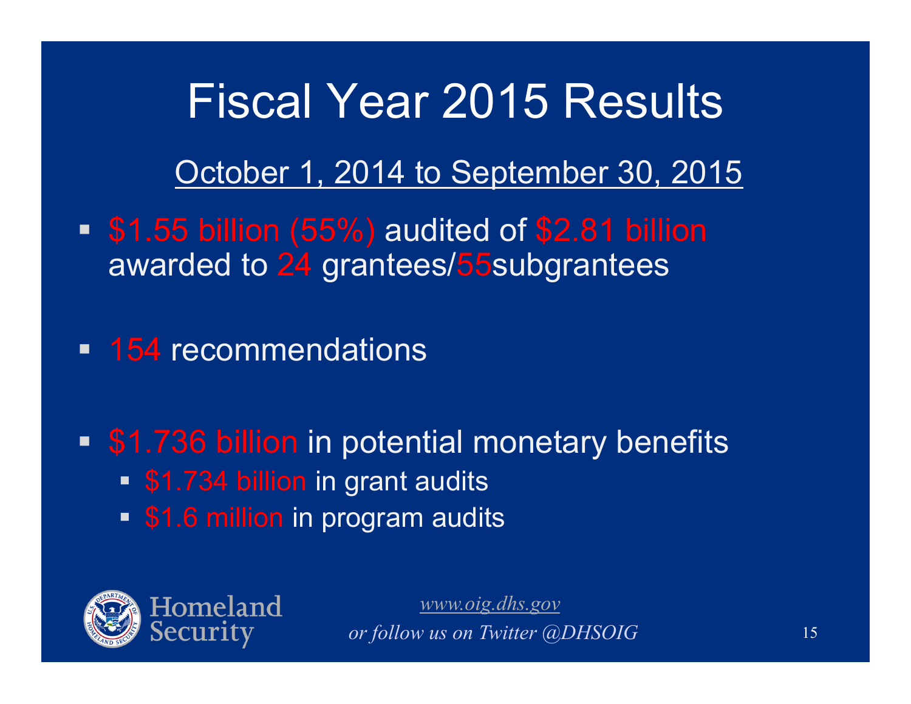# Fiscal Year 2015 Results

October 1, 2014 to September 30, 2015

- $1.55 billion (55%) audited of $2.81 billion awarded to 24 grantees/55subgrantees
- 154 recommendations
- $1.736 billion in potential monetary benefits
  - $1.734 billion in grant audits
  - $1.6 million in program audits

Homeland Security

*www.oig.dhs.gov*

*or follow us on Twitter @DHSOIG*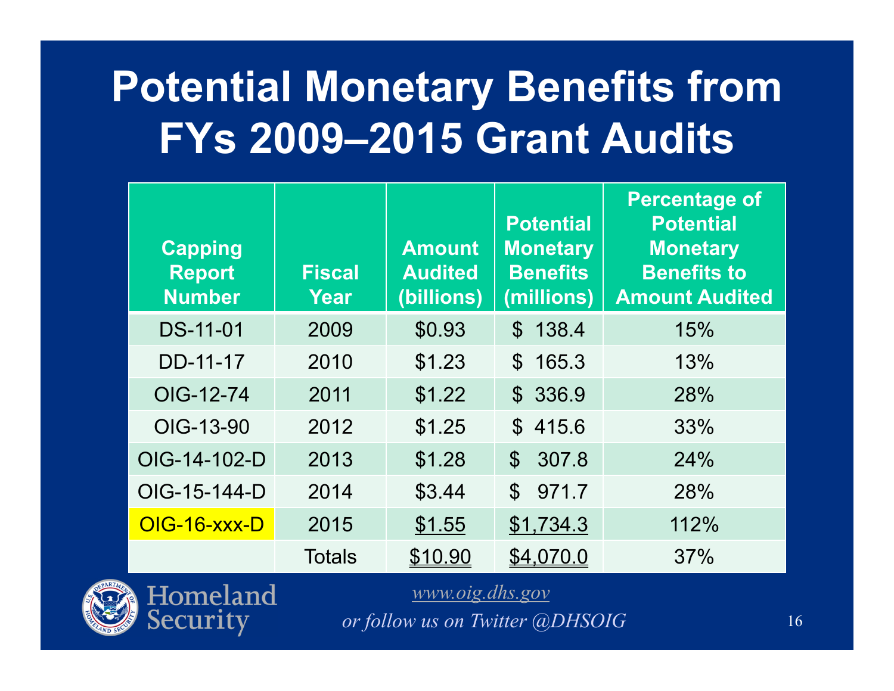# Potential Monetary Benefits from FYs 2009–2015 Grant Audits

| Capping Report Number | Fiscal Year | Amount Audited (billions) | Potential Monetary Benefits (millions) | Percentage of Potential Monetary Benefits to Amount Audited |
|---|---|---|---|---|
| DS-11-01 | 2009 | $0.93 | $ 138.4 | 15% |
| DD-11-17 | 2010 | $1.23 | $ 165.3 | 13% |
| OIG-12-74 | 2011 | $1.22 | $ 336.9 | 28% |
| OIG-13-90 | 2012 | $1.25 | $ 415.6 | 33% |
| OIG-14-102-D | 2013 | $1.28 | $ 307.8 | 24% |
| OIG-15-144-D | 2014 | $3.44 | $ 971.7 | 28% |
| OIG-16-xxx-D | 2015 | $1.55 | $1,734.3 | 112% |
| | Totals | $10.90 | $4,070.0 | 37% |

Homeland Security

www.oig.dhs.gov

*or follow us on Twitter @DHSOIG*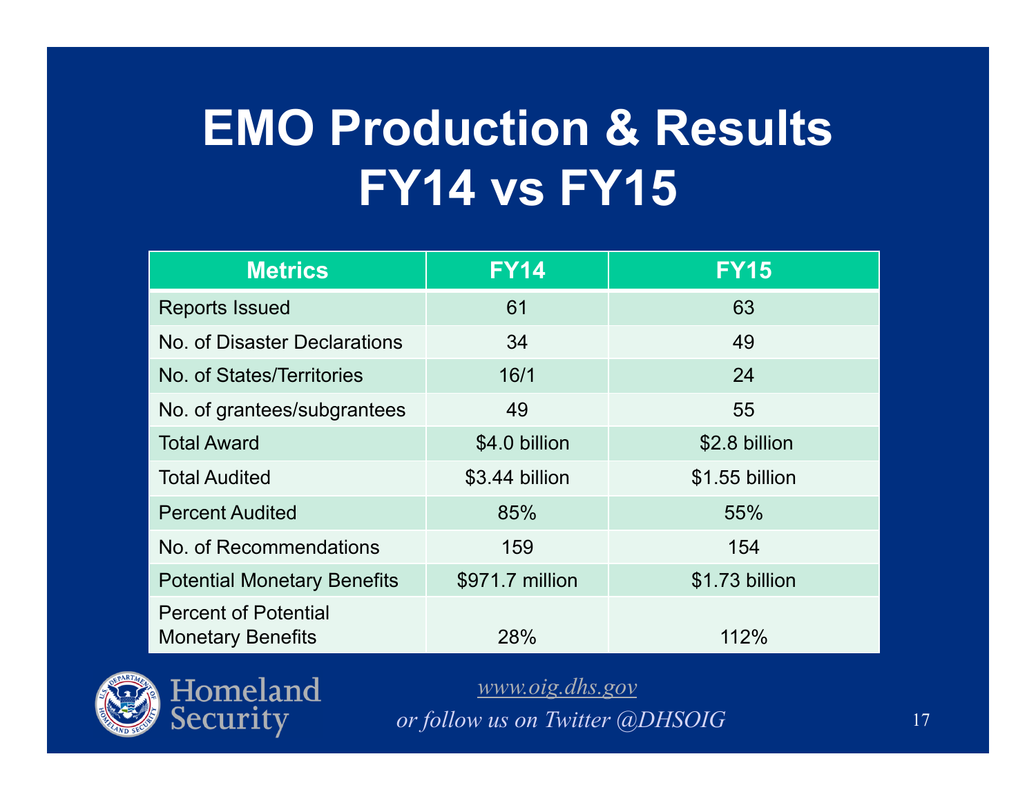# EMO Production & Results FY14 vs FY15

| Metrics | FY14 | FY15 |
|---|---|---|
| Reports Issued | 61 | 63 |
| No. of Disaster Declarations | 34 | 49 |
| No. of States/Territories | 16/1 | 24 |
| No. of grantees/subgrantees | 49 | 55 |
| Total Award | $4.0 billion | $2.8 billion |
| Total Audited | $3.44 billion | $1.55 billion |
| Percent Audited | 85% | 55% |
| No. of Recommendations | 159 | 154 |
| Potential Monetary Benefits | $971.7 million | $1.73 billion |
| Percent of Potential Monetary Benefits | 28% | 112% |

Homeland Security

*www.oig.dhs.gov*

*or follow us on Twitter @DHSOIG*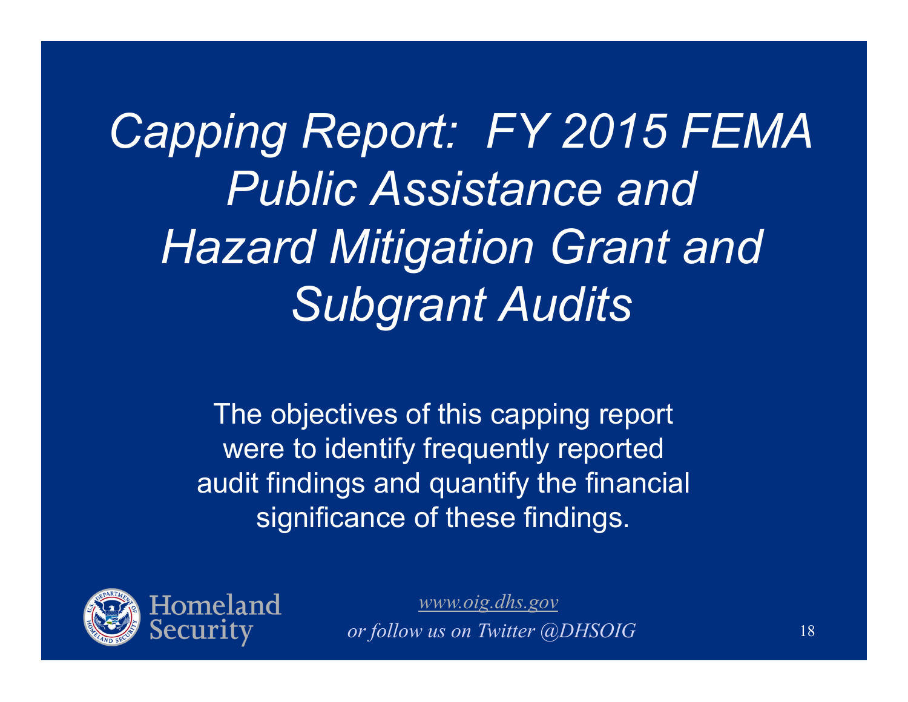# *Capping Report: FY 2015 FEMA Public Assistance and Hazard Mitigation Grant and Subgrant Audits*

The objectives of this capping report were to identify frequently reported audit findings and quantify the financial significance of these findings.

*[www.oig.dhs.gov](http://www.oig.dhs.gov)*

*or follow us on Twitter @DHSOIG*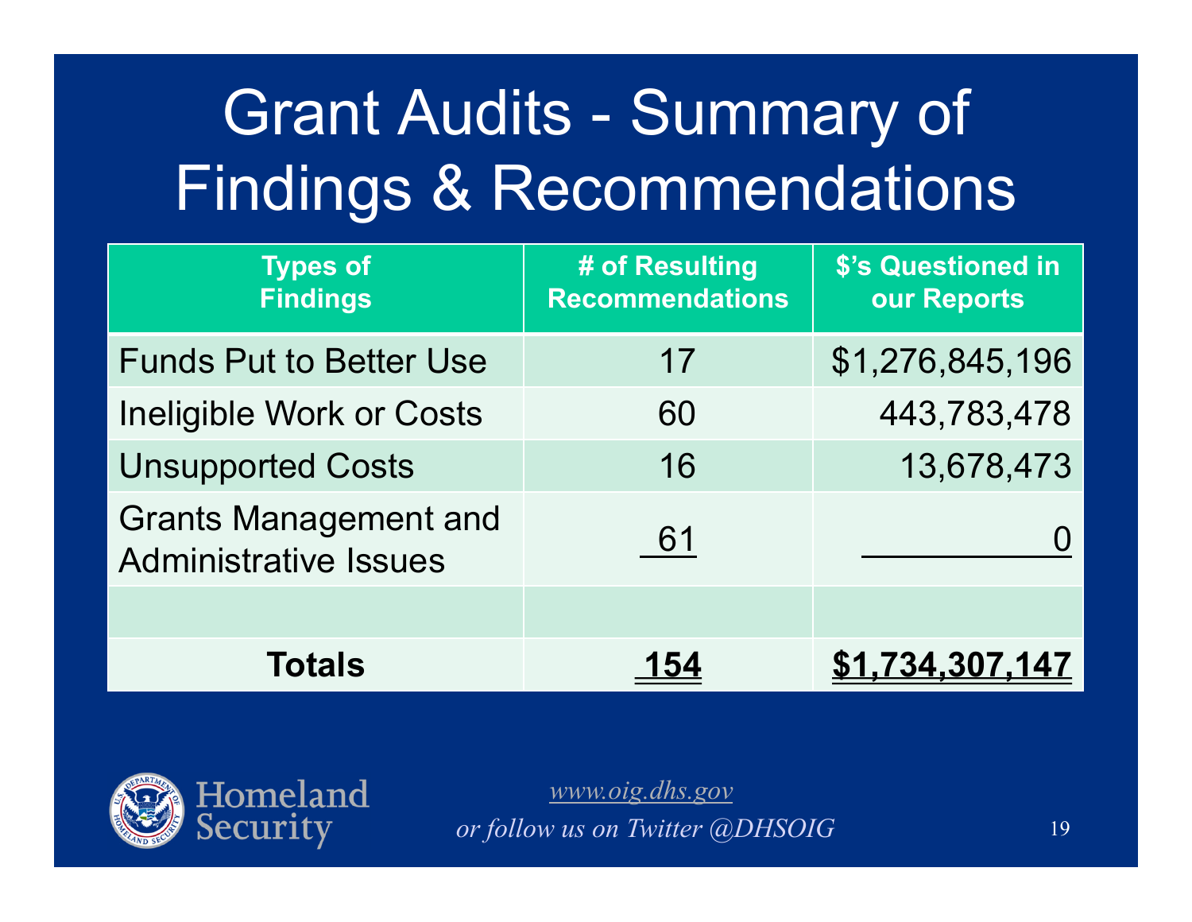# Grant Audits - Summary of Findings & Recommendations

| Types of Findings | # of Resulting Recommendations | $'s Questioned in our Reports |
|---|---|---|
| Funds Put to Better Use | 17 | $1,276,845,196 |
| Ineligible Work or Costs | 60 | 443,783,478 |
| Unsupported Costs | 16 | 13,678,473 |
| Grants Management and Administrative Issues | 61 | 0 |
| | | |
| **Totals** | **154** | **$1,734,307,147** |

Homeland Security

*www.oig.dhs.gov*

*or follow us on Twitter @DHSOIG*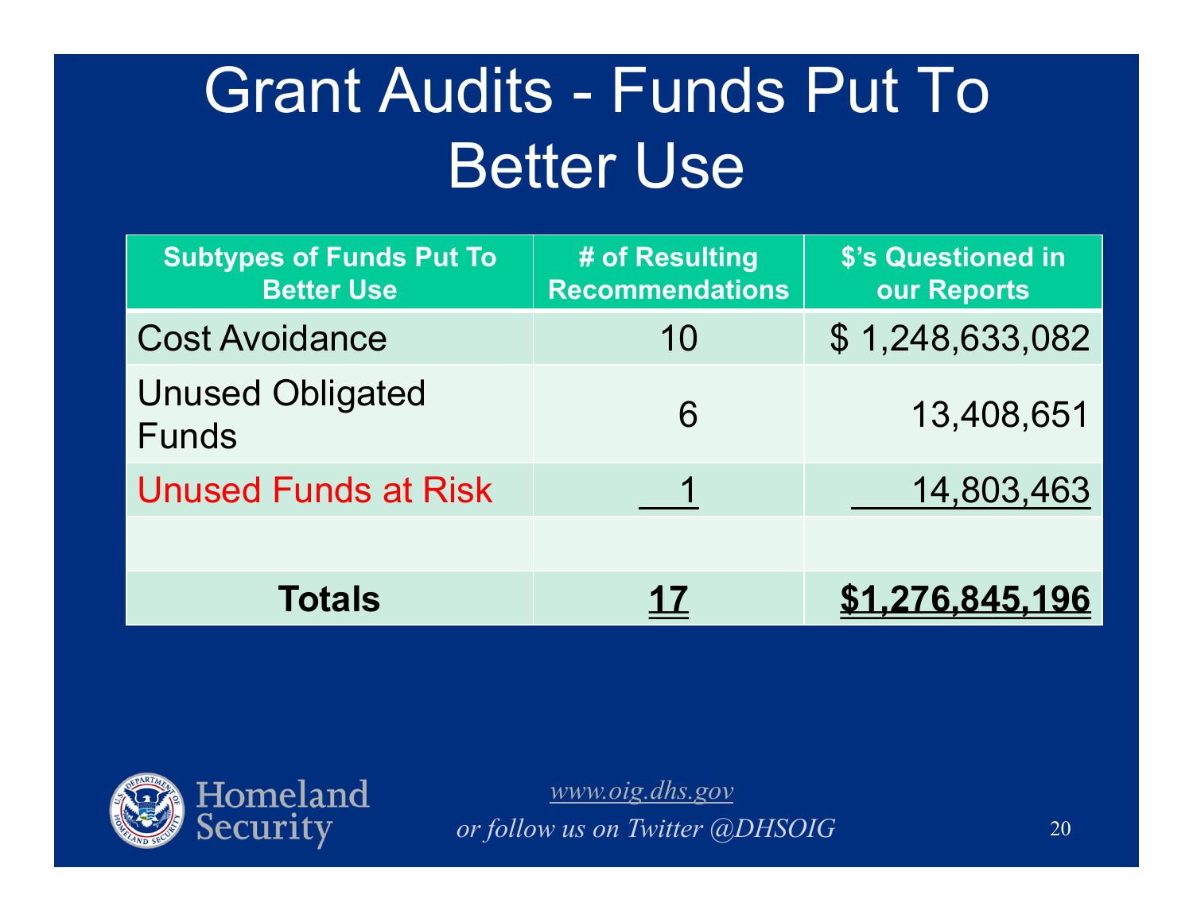# Grant Audits - Funds Put To Better Use

| Subtypes of Funds Put To Better Use | # of Resulting Recommendations | $'s Questioned in our Reports |
|---|---|---|
| Cost Avoidance | 10 | $ 1,248,633,082 |
| Unused Obligated Funds | 6 | 13,408,651 |
| Unused Funds at Risk | 1 | 14,803,463 |
| | | |
| **Totals** | **17** | **$1,276,845,196** |

Homeland Security

*www.oig.dhs.gov*

*or follow us on Twitter @DHSOIG*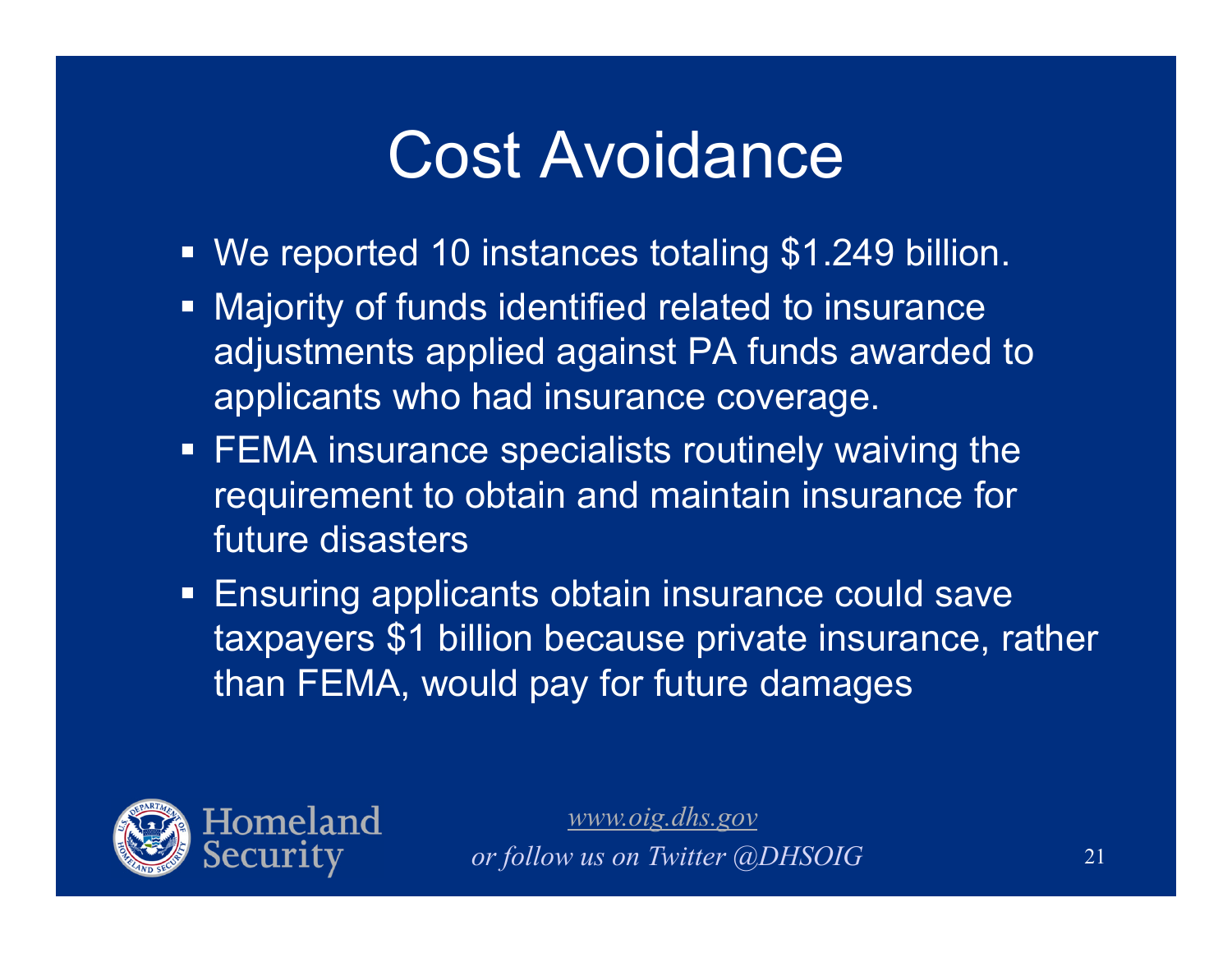# Cost Avoidance

- We reported 10 instances totaling $1.249 billion.
- Majority of funds identified related to insurance adjustments applied against PA funds awarded to applicants who had insurance coverage.
- FEMA insurance specialists routinely waiving the requirement to obtain and maintain insurance for future disasters
- Ensuring applicants obtain insurance could save taxpayers $1 billion because private insurance, rather than FEMA, would pay for future damages

Homeland Security

*www.oig.dhs.gov*

*or follow us on Twitter @DHSOIG*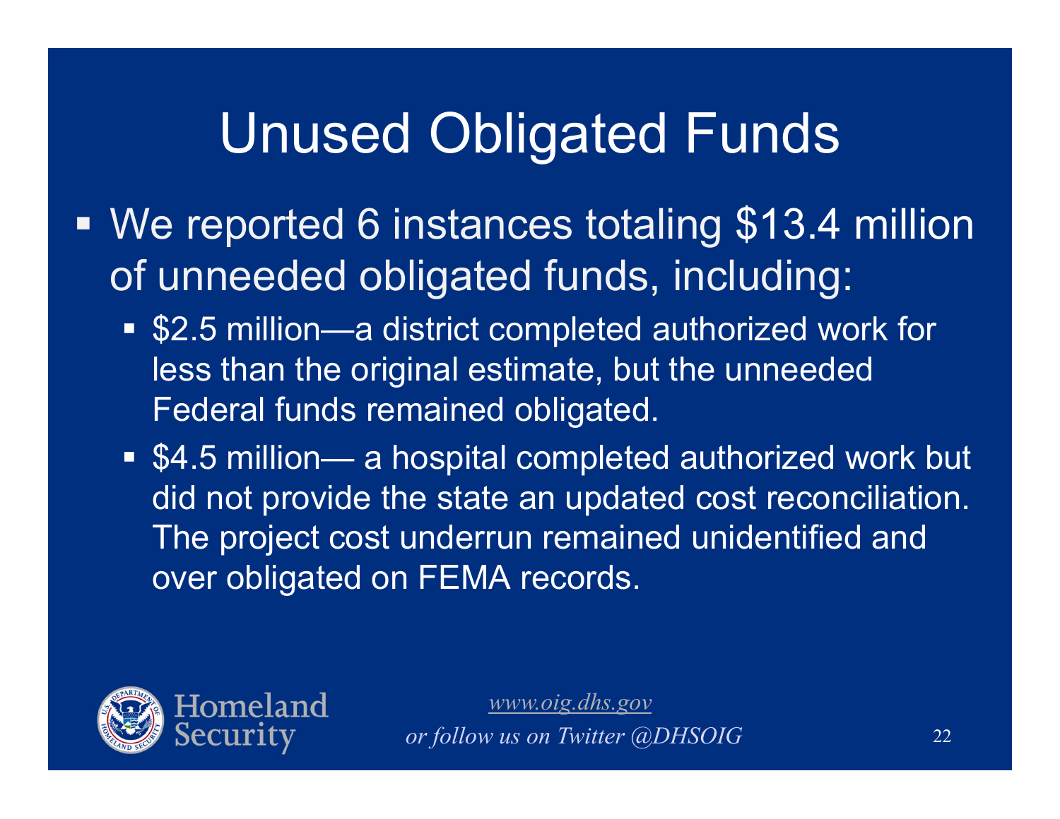# Unused Obligated Funds

- We reported 6 instances totaling $13.4 million of unneeded obligated funds, including:
  - $2.5 million—a district completed authorized work for less than the original estimate, but the unneeded Federal funds remained obligated.
  - $4.5 million— a hospital completed authorized work but did not provide the state an updated cost reconciliation. The project cost underrun remained unidentified and over obligated on FEMA records.

Homeland Security

*www.oig.dhs.gov*
*or follow us on Twitter @DHSOIG*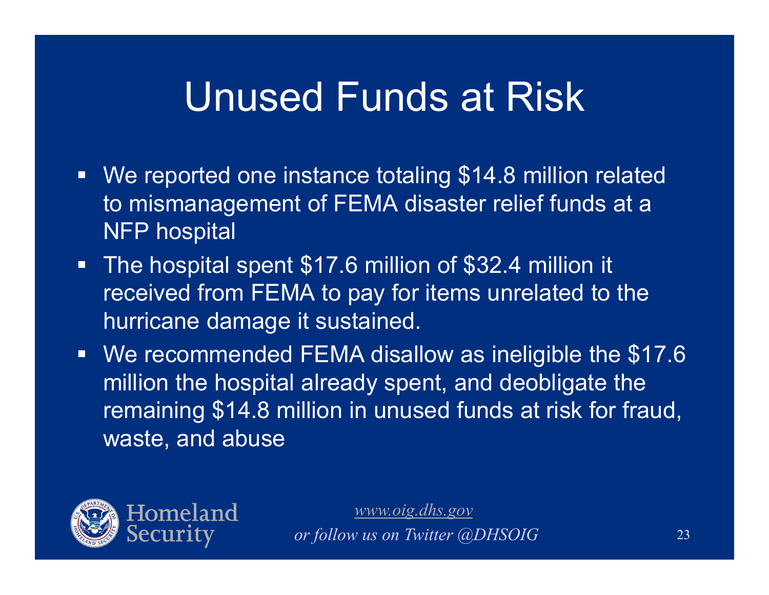# Unused Funds at Risk

- We reported one instance totaling $14.8 million related to mismanagement of FEMA disaster relief funds at a NFP hospital
- The hospital spent $17.6 million of $32.4 million it received from FEMA to pay for items unrelated to the hurricane damage it sustained.
- We recommended FEMA disallow as ineligible the $17.6 million the hospital already spent, and deobligate the remaining $14.8 million in unused funds at risk for fraud, waste, and abuse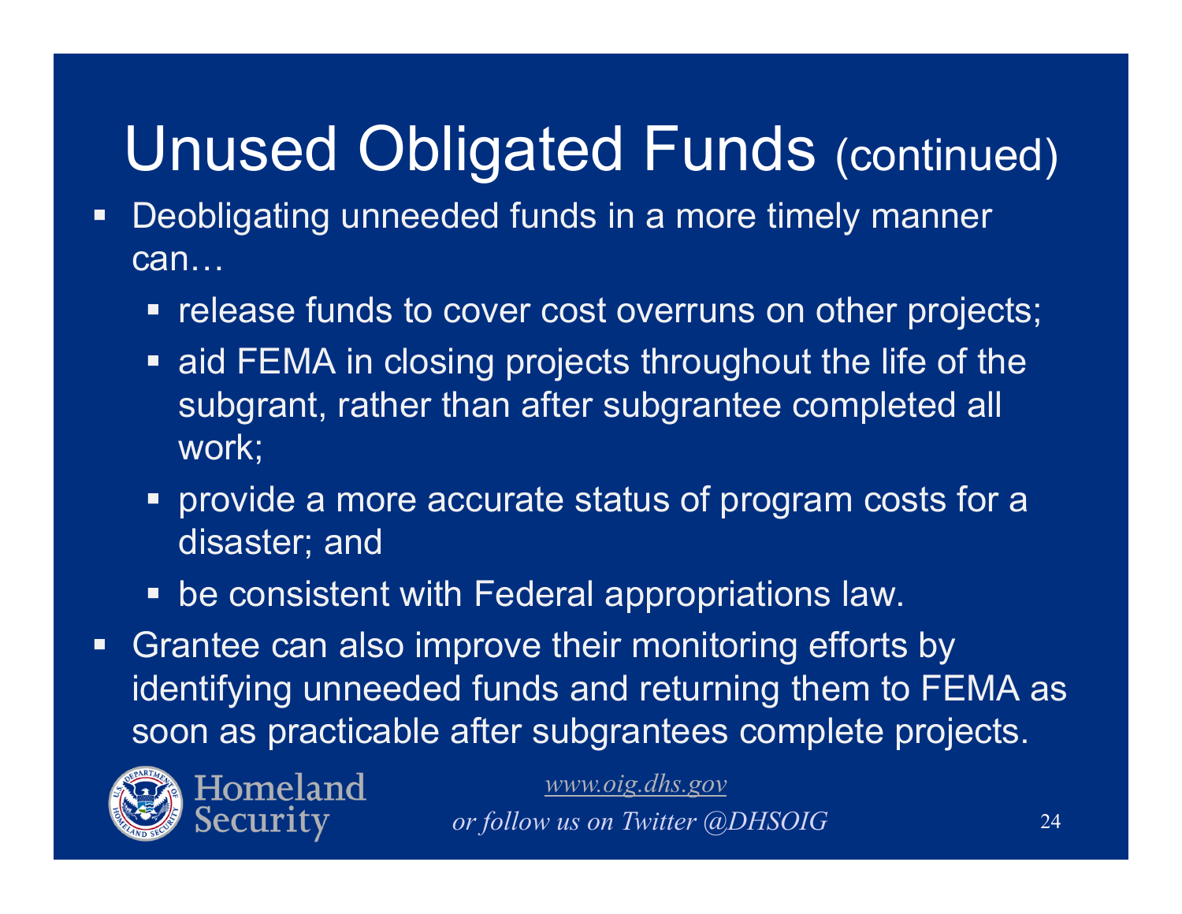# Unused Obligated Funds (continued)

- Deobligating unneeded funds in a more timely manner can…
  - release funds to cover cost overruns on other projects;
  - aid FEMA in closing projects throughout the life of the subgrant, rather than after subgrantee completed all work;
  - provide a more accurate status of program costs for a disaster; and
  - be consistent with Federal appropriations law.
- Grantee can also improve their monitoring efforts by identifying unneeded funds and returning them to FEMA as soon as practicable after subgrantees complete projects.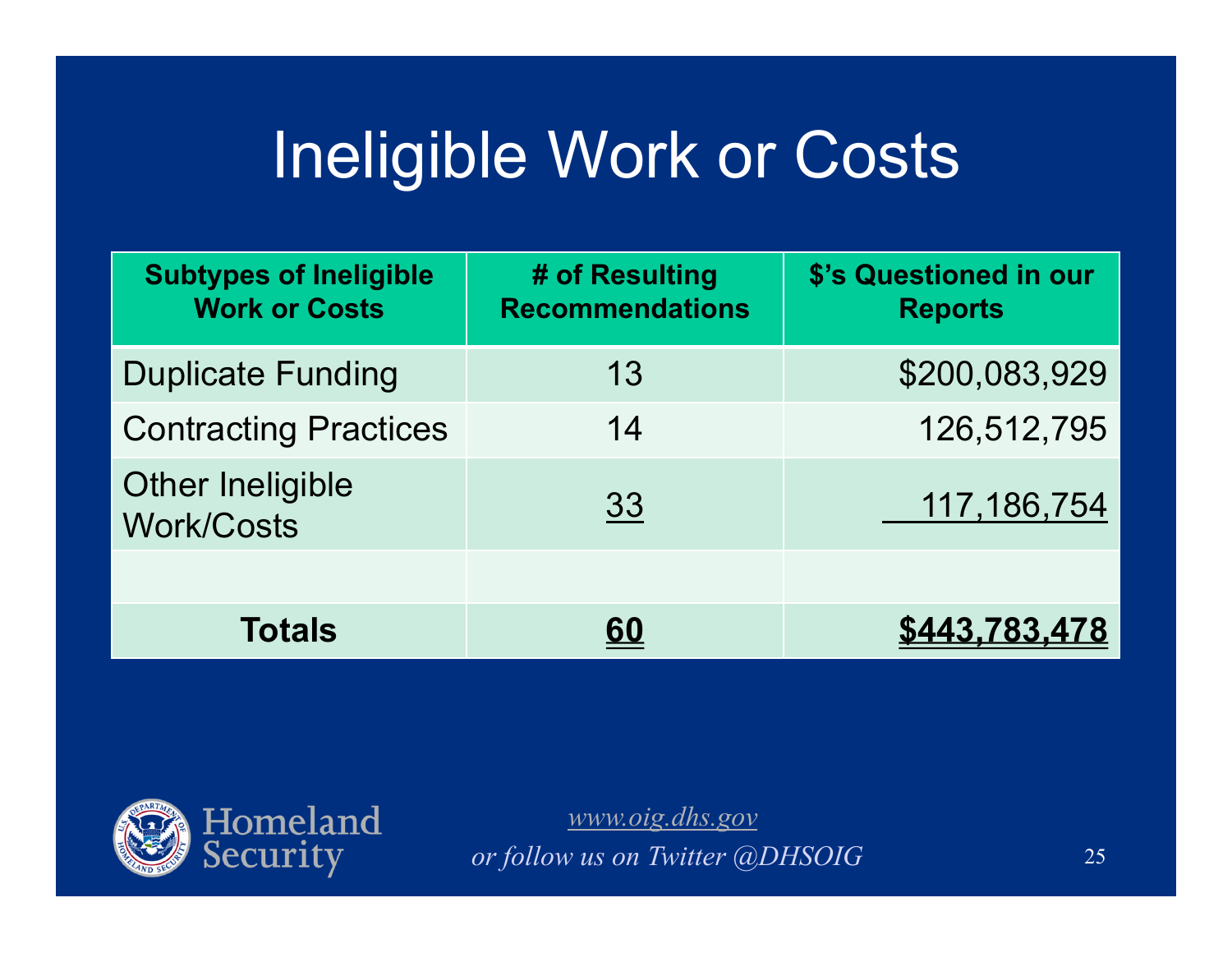# Ineligible Work or Costs

| Subtypes of Ineligible Work or Costs | # of Resulting Recommendations | $'s Questioned in our Reports |
|---|---|---|
| Duplicate Funding | 13 | $200,083,929 |
| Contracting Practices | 14 | 126,512,795 |
| Other Ineligible Work/Costs | 33 | 117,186,754 |
| | | |
| **Totals** | **60** | **$443,783,478** |

*www.oig.dhs.gov*

*or follow us on Twitter @DHSOIG*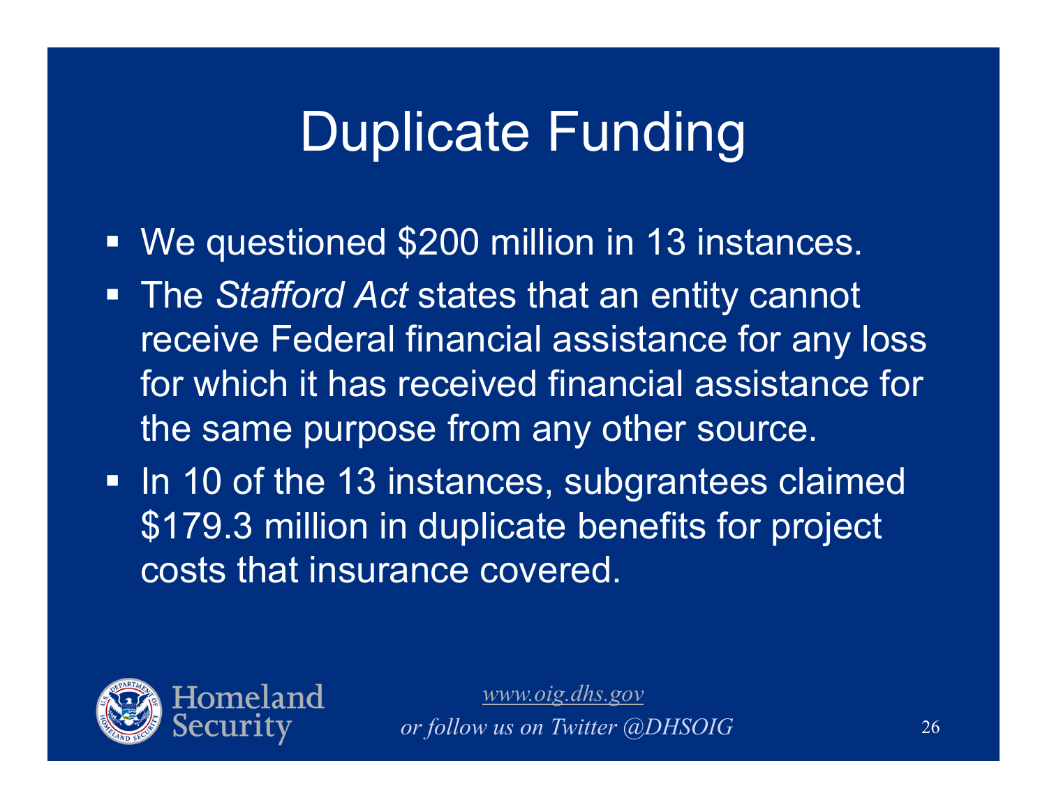# Duplicate Funding

- We questioned $200 million in 13 instances.
- The *Stafford Act* states that an entity cannot receive Federal financial assistance for any loss for which it has received financial assistance for the same purpose from any other source.
- In 10 of the 13 instances, subgrantees claimed $179.3 million in duplicate benefits for project costs that insurance covered.

Homeland Security

*www.oig.dhs.gov*
*or follow us on Twitter @DHSOIG*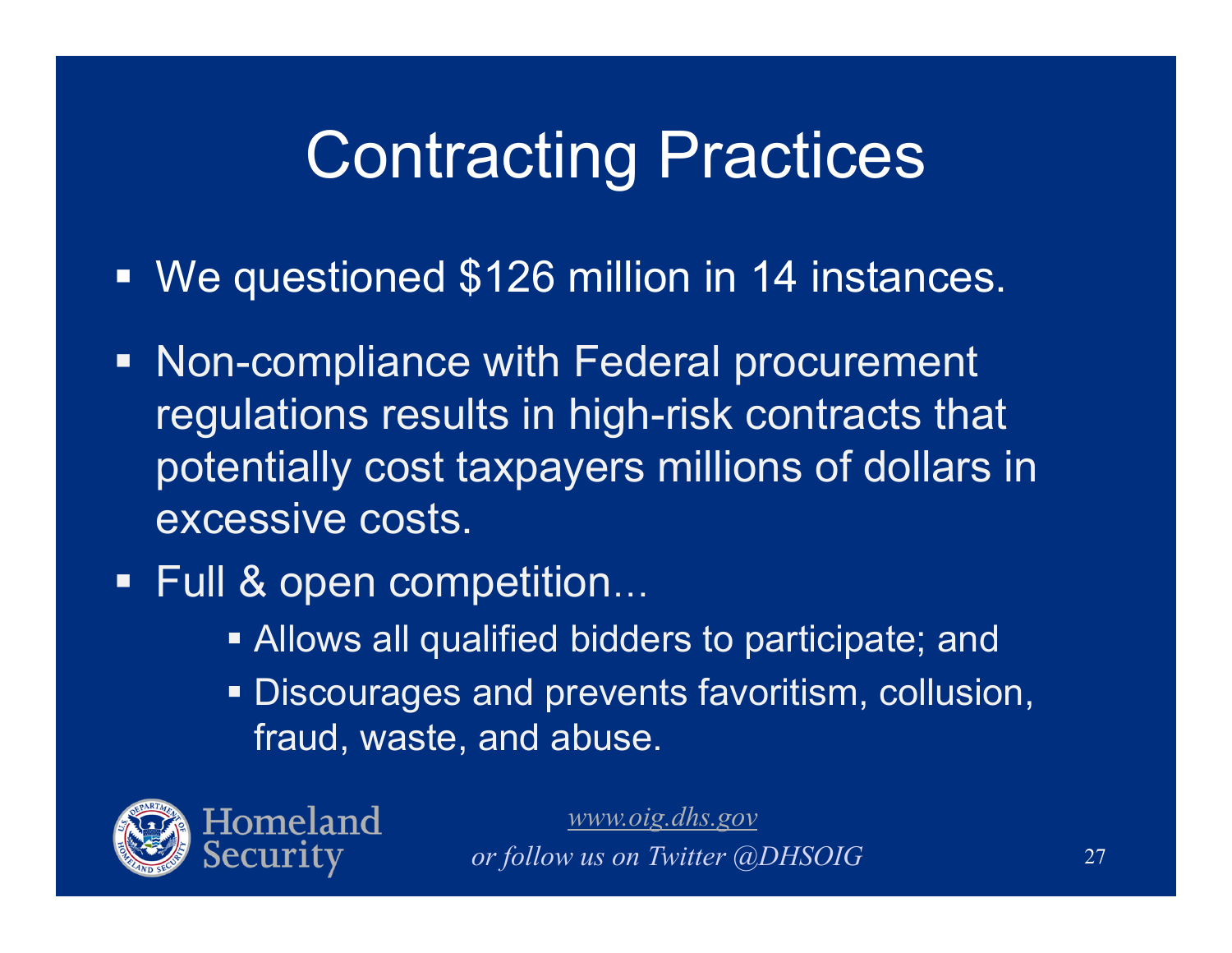# Contracting Practices

- We questioned $126 million in 14 instances.
- Non-compliance with Federal procurement regulations results in high-risk contracts that potentially cost taxpayers millions of dollars in excessive costs.
- Full & open competition…
  - Allows all qualified bidders to participate; and
  - Discourages and prevents favoritism, collusion, fraud, waste, and abuse.

Homeland Security

*www.oig.dhs.gov*
*or follow us on Twitter @DHSOIG*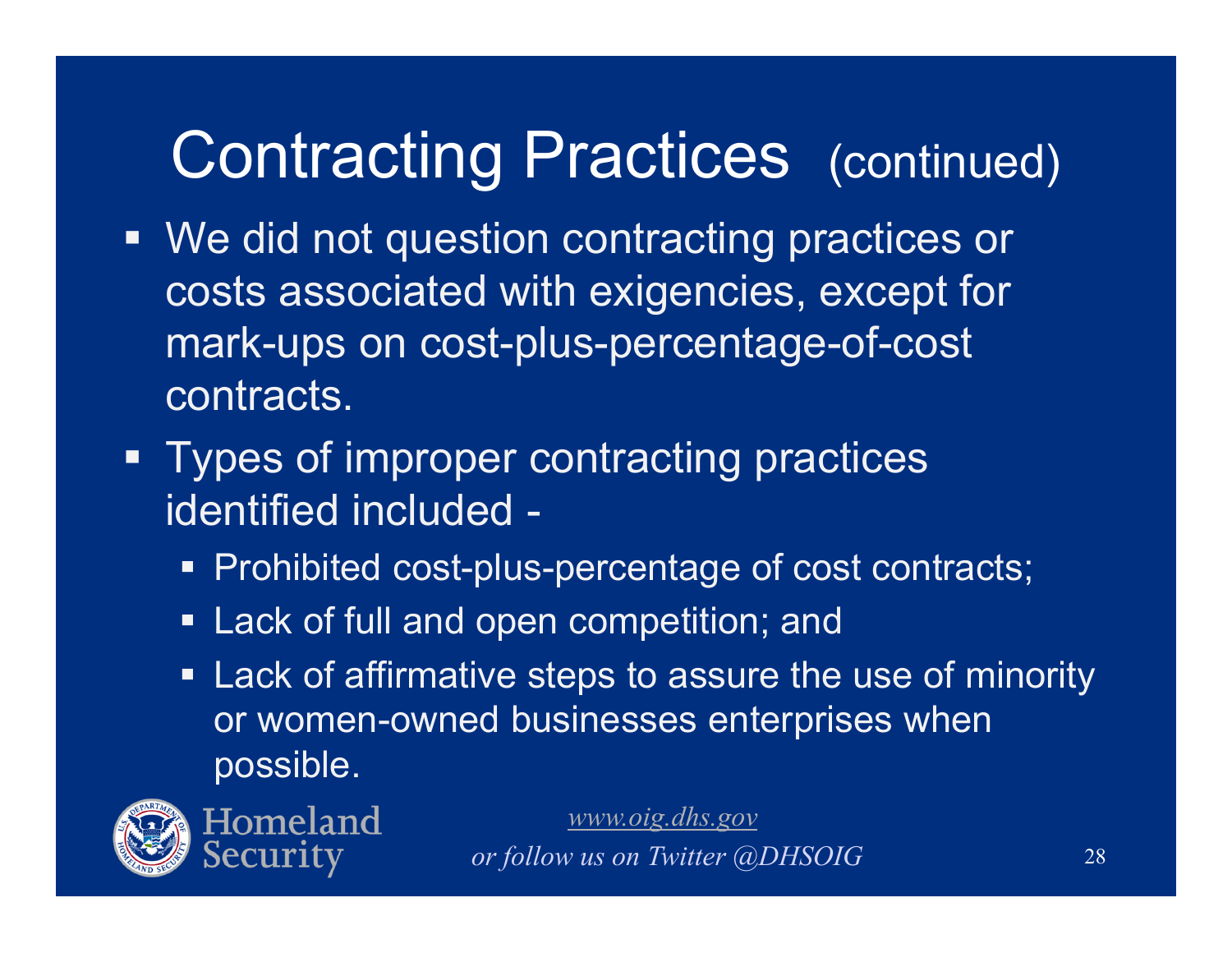# Contracting Practices (continued)

- We did not question contracting practices or costs associated with exigencies, except for mark-ups on cost-plus-percentage-of-cost contracts.
- Types of improper contracting practices identified included -
  - Prohibited cost-plus-percentage of cost contracts;
  - Lack of full and open competition; and
  - Lack of affirmative steps to assure the use of minority or women-owned businesses enterprises when possible.

Homeland Security

*www.oig.dhs.gov*

*or follow us on Twitter @DHSOIG*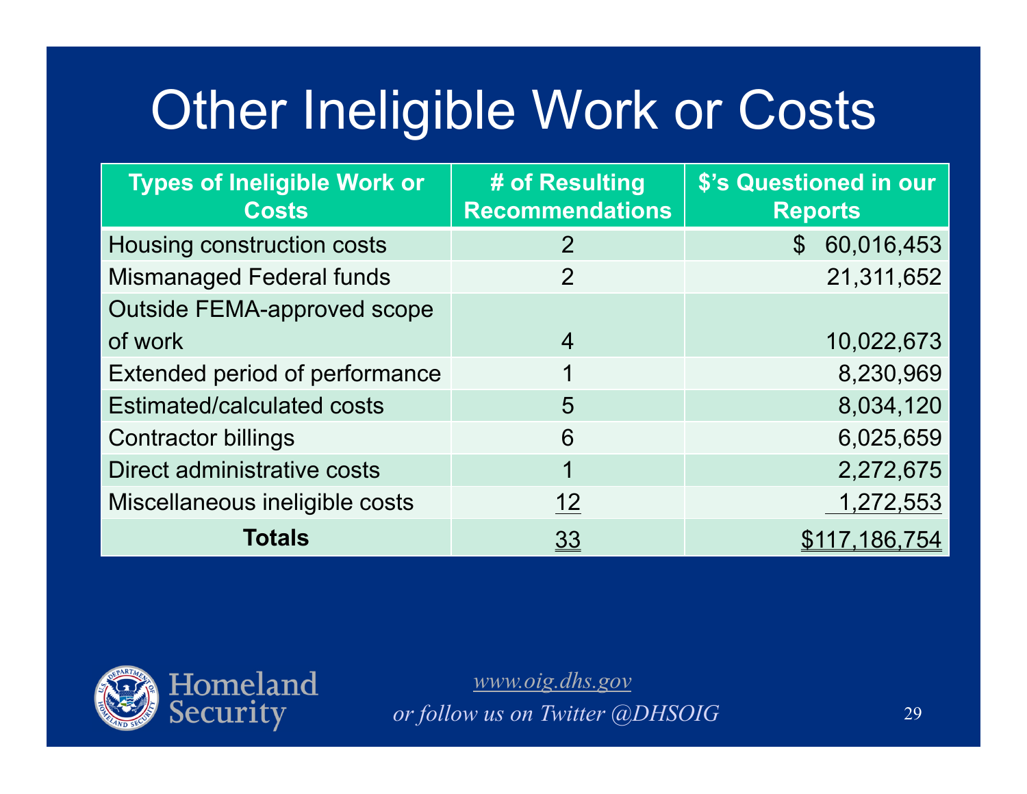# Other Ineligible Work or Costs

| Types of Ineligible Work or Costs | # of Resulting Recommendations | $'s Questioned in our Reports |
|---|---|---|
| Housing construction costs | 2 | $ 60,016,453 |
| Mismanaged Federal funds | 2 | 21,311,652 |
| Outside FEMA-approved scope of work | 4 | 10,022,673 |
| Extended period of performance | 1 | 8,230,969 |
| Estimated/calculated costs | 5 | 8,034,120 |
| Contractor billings | 6 | 6,025,659 |
| Direct administrative costs | 1 | 2,272,675 |
| Miscellaneous ineligible costs | 12 | 1,272,553 |
| **Totals** | 33 | $117,186,754 |

*www.oig.dhs.gov*

*or follow us on Twitter @DHSOIG*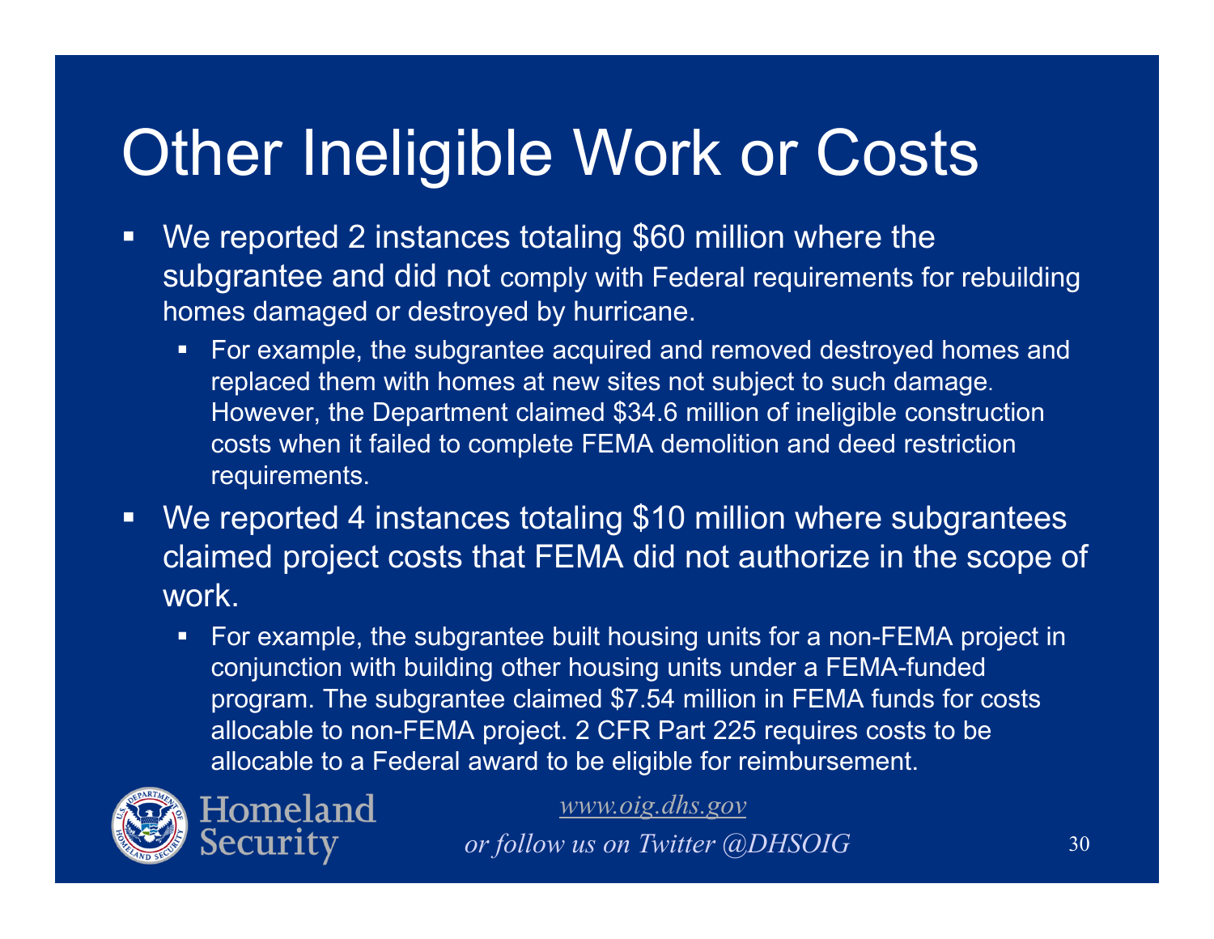# Other Ineligible Work or Costs

- We reported 2 instances totaling $60 million where the subgrantee and did not comply with Federal requirements for rebuilding homes damaged or destroyed by hurricane.
  - For example, the subgrantee acquired and removed destroyed homes and replaced them with homes at new sites not subject to such damage. However, the Department claimed $34.6 million of ineligible construction costs when it failed to complete FEMA demolition and deed restriction requirements.
- We reported 4 instances totaling $10 million where subgrantees claimed project costs that FEMA did not authorize in the scope of work.
  - For example, the subgrantee built housing units for a non-FEMA project in conjunction with building other housing units under a FEMA-funded program. The subgrantee claimed $7.54 million in FEMA funds for costs allocable to non-FEMA project. 2 CFR Part 225 requires costs to be allocable to a Federal award to be eligible for reimbursement.

Homeland Security

*www.oig.dhs.gov*

*or follow us on Twitter @DHSOIG*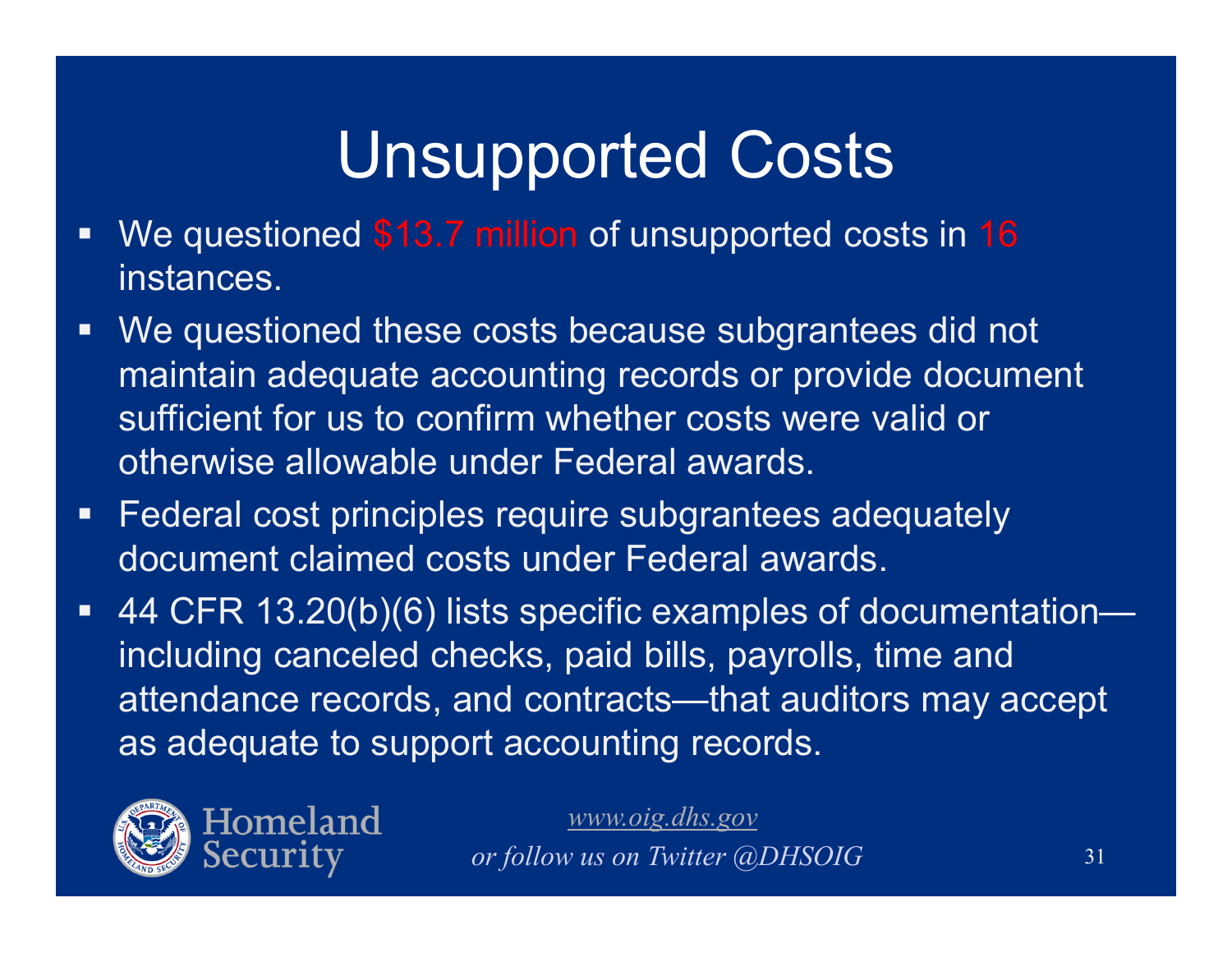# Unsupported Costs

- We questioned $13.7 million of unsupported costs in 16 instances.
- We questioned these costs because subgrantees did not maintain adequate accounting records or provide document sufficient for us to confirm whether costs were valid or otherwise allowable under Federal awards.
- Federal cost principles require subgrantees adequately document claimed costs under Federal awards.
- 44 CFR 13.20(b)(6) lists specific examples of documentation—including canceled checks, paid bills, payrolls, time and attendance records, and contracts—that auditors may accept as adequate to support accounting records.

Homeland Security

*www.oig.dhs.gov*

*or follow us on Twitter @DHSOIG*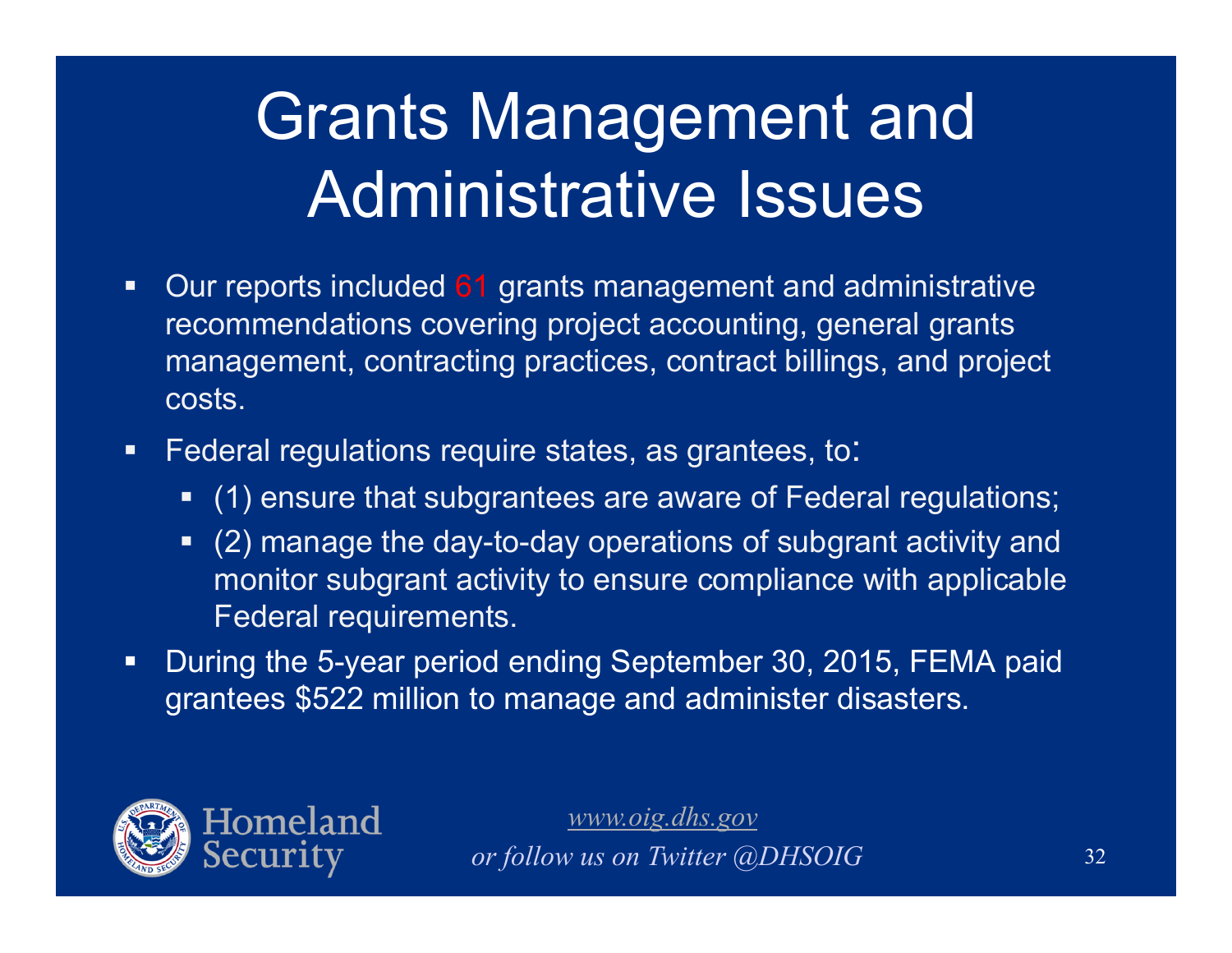# Grants Management and Administrative Issues

- Our reports included 61 grants management and administrative recommendations covering project accounting, general grants management, contracting practices, contract billings, and project costs.
- Federal regulations require states, as grantees, to:
  - (1) ensure that subgrantees are aware of Federal regulations;
  - (2) manage the day-to-day operations of subgrant activity and monitor subgrant activity to ensure compliance with applicable Federal requirements.
- During the 5-year period ending September 30, 2015, FEMA paid grantees $522 million to manage and administer disasters.

Homeland Security

*www.oig.dhs.gov*

*or follow us on Twitter @DHSOIG*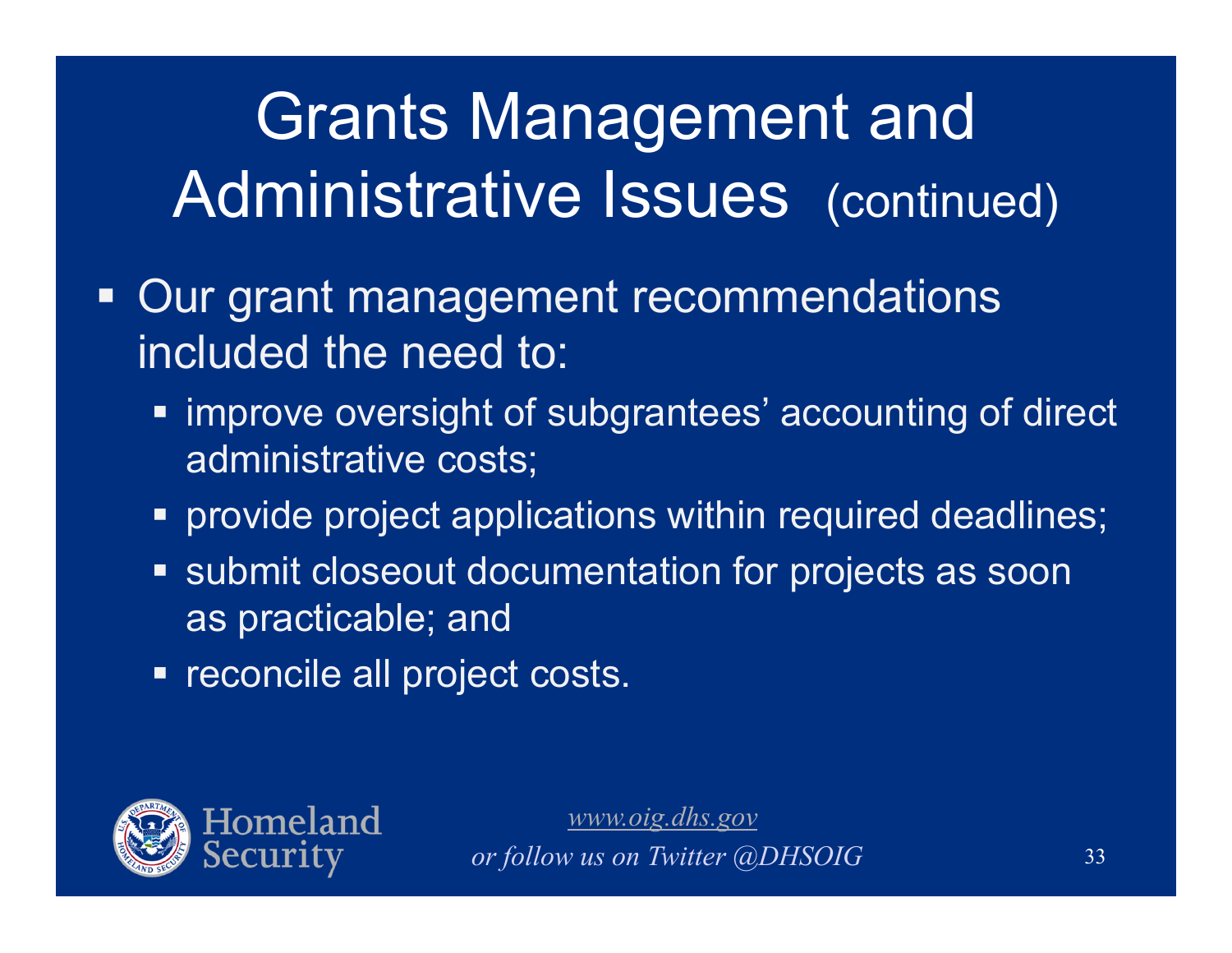# Grants Management and Administrative Issues (continued)

- Our grant management recommendations included the need to:
  - improve oversight of subgrantees' accounting of direct administrative costs;
  - provide project applications within required deadlines;
  - submit closeout documentation for projects as soon as practicable; and
  - reconcile all project costs.

Homeland Security

*www.oig.dhs.gov*

*or follow us on Twitter @DHSOIG*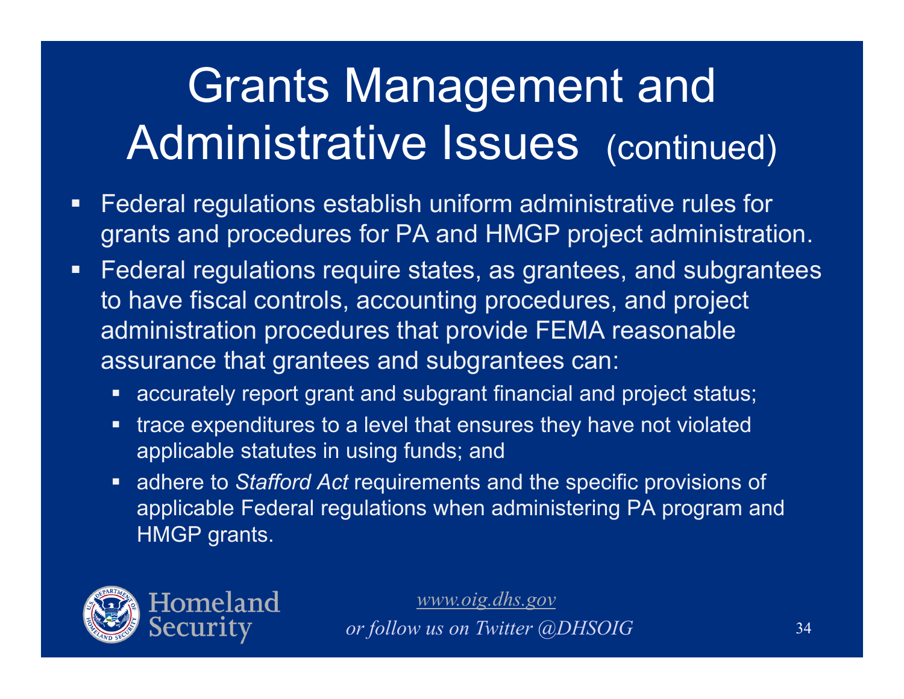# Grants Management and Administrative Issues (continued)

- Federal regulations establish uniform administrative rules for grants and procedures for PA and HMGP project administration.
- Federal regulations require states, as grantees, and subgrantees to have fiscal controls, accounting procedures, and project administration procedures that provide FEMA reasonable assurance that grantees and subgrantees can:
  - accurately report grant and subgrant financial and project status;
  - trace expenditures to a level that ensures they have not violated applicable statutes in using funds; and
  - adhere to *Stafford Act* requirements and the specific provisions of applicable Federal regulations when administering PA program and HMGP grants.

Homeland Security

*www.oig.dhs.gov*
*or follow us on Twitter @DHSOIG*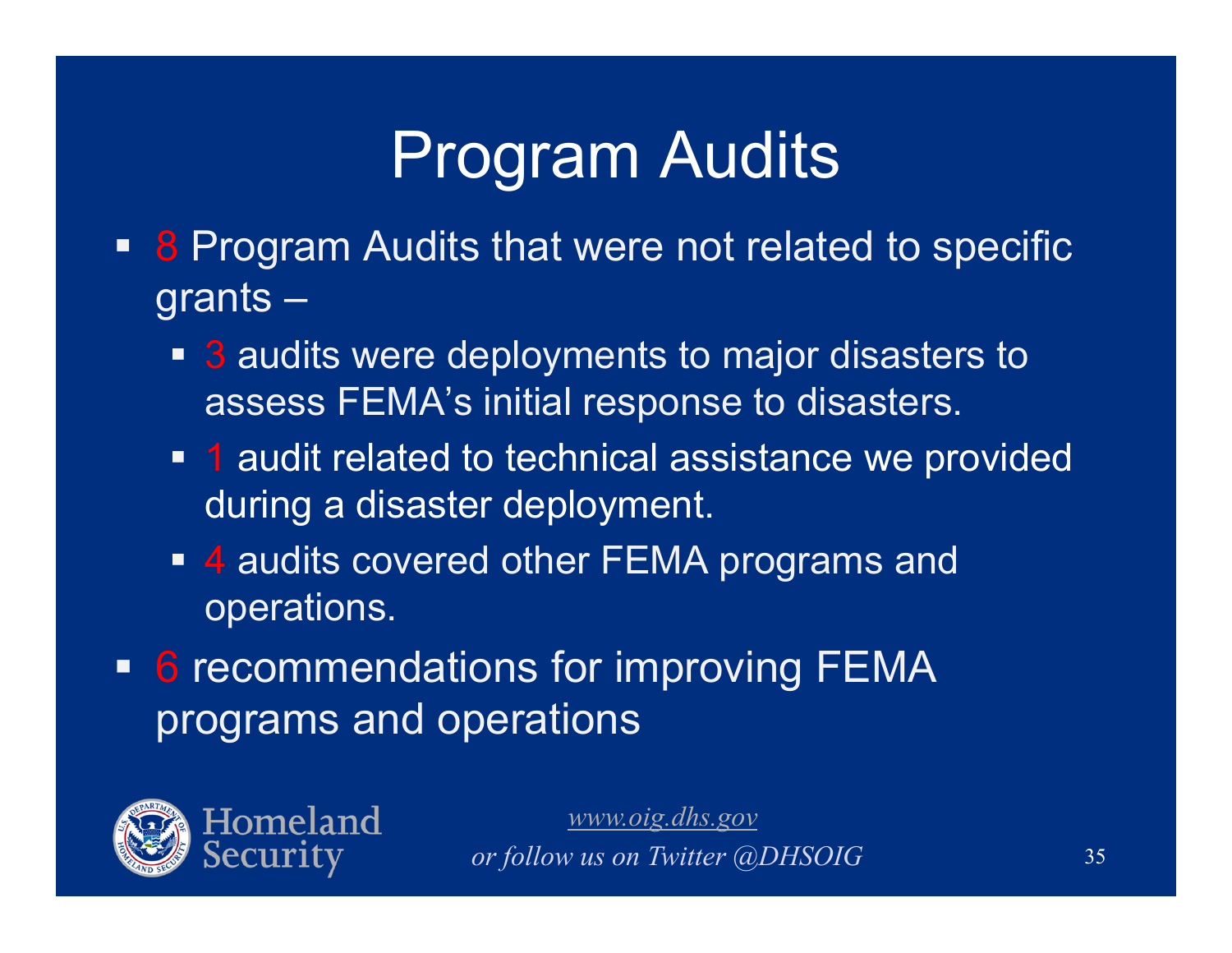# Program Audits

- 8 Program Audits that were not related to specific grants –
  - 3 audits were deployments to major disasters to assess FEMA's initial response to disasters.
  - 1 audit related to technical assistance we provided during a disaster deployment.
  - 4 audits covered other FEMA programs and operations.
- 6 recommendations for improving FEMA programs and operations

Homeland Security

*www.oig.dhs.gov*

*or follow us on Twitter @DHSOIG*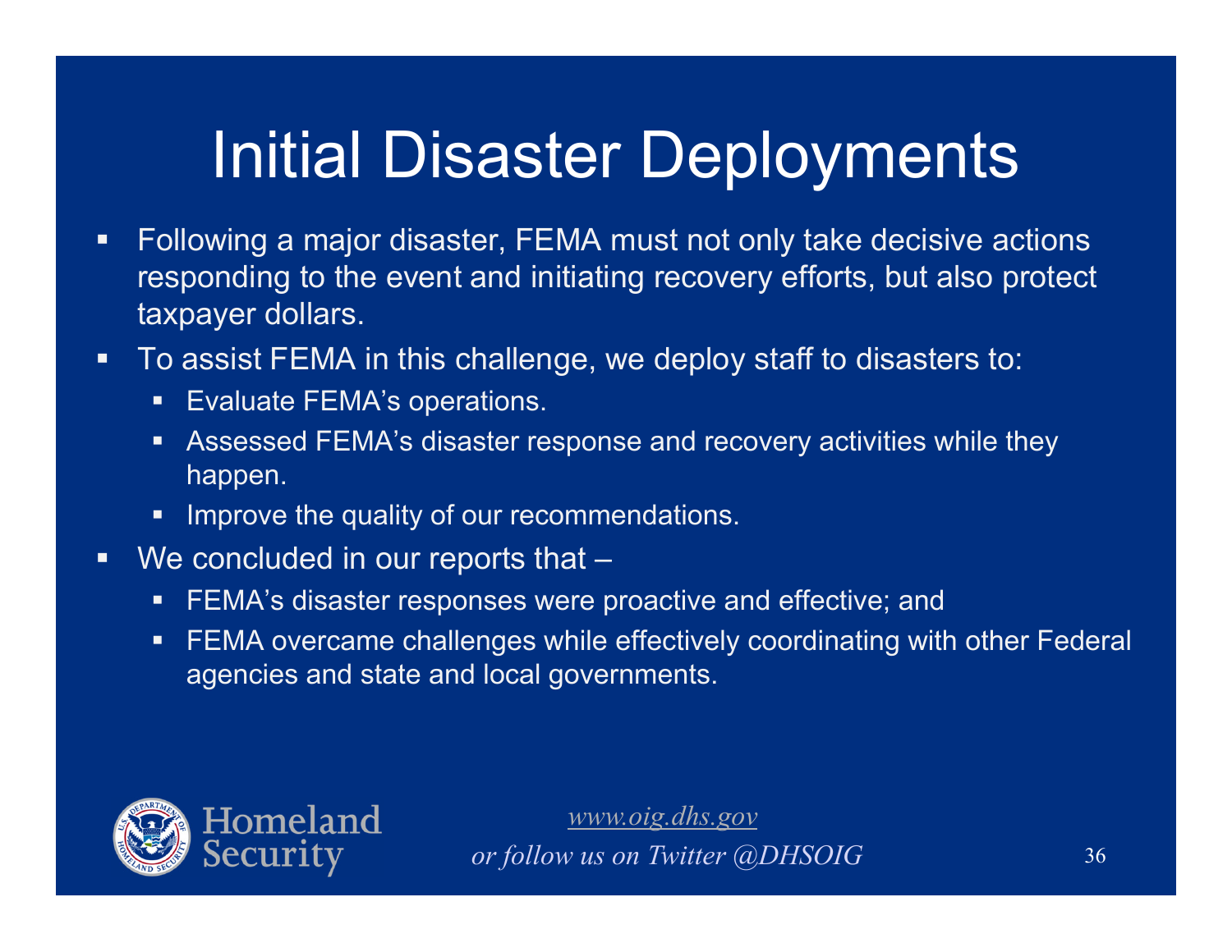# Initial Disaster Deployments

- Following a major disaster, FEMA must not only take decisive actions responding to the event and initiating recovery efforts, but also protect taxpayer dollars.
- To assist FEMA in this challenge, we deploy staff to disasters to:
  - Evaluate FEMA's operations.
  - Assessed FEMA's disaster response and recovery activities while they happen.
  - Improve the quality of our recommendations.
- We concluded in our reports that –
  - FEMA's disaster responses were proactive and effective; and
  - FEMA overcame challenges while effectively coordinating with other Federal agencies and state and local governments.

*www.oig.dhs.gov*
*or follow us on Twitter @DHSOIG*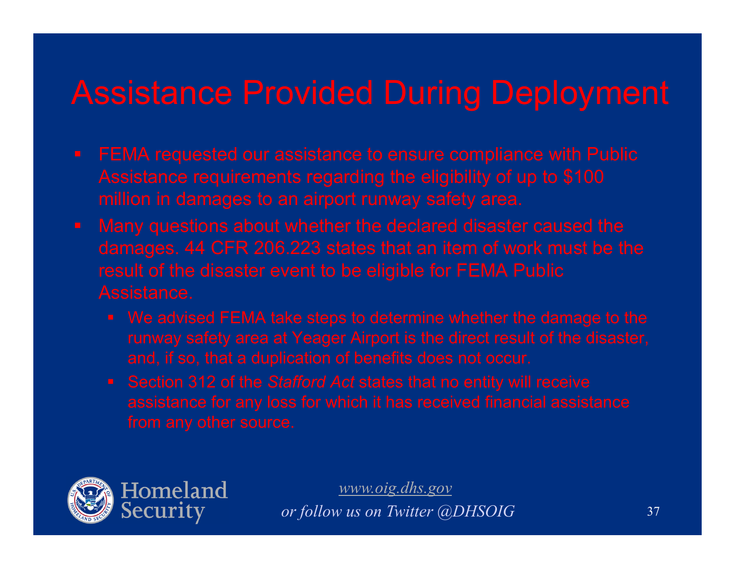# Assistance Provided During Deployment

- FEMA requested our assistance to ensure compliance with Public Assistance requirements regarding the eligibility of up to $100 million in damages to an airport runway safety area.
- Many questions about whether the declared disaster caused the damages. 44 CFR 206.223 states that an item of work must be the result of the disaster event to be eligible for FEMA Public Assistance.
  - We advised FEMA take steps to determine whether the damage to the runway safety area at Yeager Airport is the direct result of the disaster, and, if so, that a duplication of benefits does not occur.
  - Section 312 of the *Stafford Act* states that no entity will receive assistance for any loss for which it has received financial assistance from any other source.

Homeland Security

www.oig.dhs.gov

*or follow us on Twitter @DHSOIG*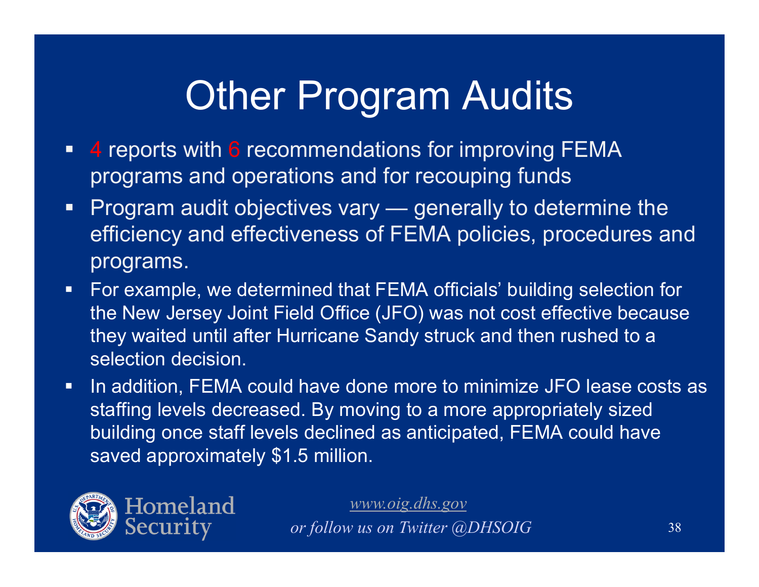# Other Program Audits

- 4 reports with 6 recommendations for improving FEMA programs and operations and for recouping funds
- Program audit objectives vary — generally to determine the efficiency and effectiveness of FEMA policies, procedures and programs.
- For example, we determined that FEMA officials' building selection for the New Jersey Joint Field Office (JFO) was not cost effective because they waited until after Hurricane Sandy struck and then rushed to a selection decision.
- In addition, FEMA could have done more to minimize JFO lease costs as staffing levels decreased. By moving to a more appropriately sized building once staff levels declined as anticipated, FEMA could have saved approximately $1.5 million.

*www.oig.dhs.gov*
*or follow us on Twitter @DHSOIG*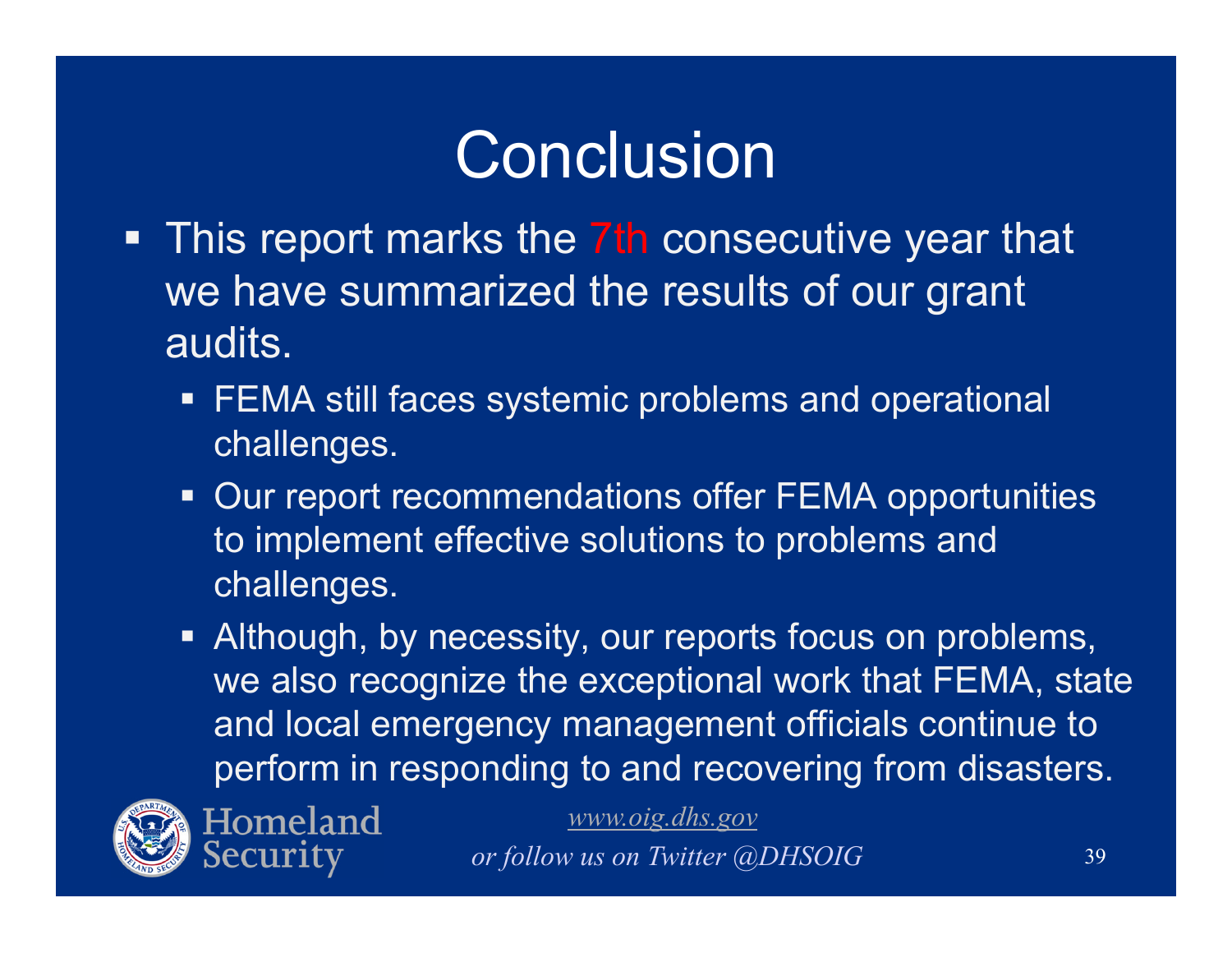# Conclusion

- This report marks the 7th consecutive year that we have summarized the results of our grant audits.
  - FEMA still faces systemic problems and operational challenges.
  - Our report recommendations offer FEMA opportunities to implement effective solutions to problems and challenges.
  - Although, by necessity, our reports focus on problems, we also recognize the exceptional work that FEMA, state and local emergency management officials continue to perform in responding to and recovering from disasters.

Homeland Security

*www.oig.dhs.gov*

*or follow us on Twitter @DHSOIG*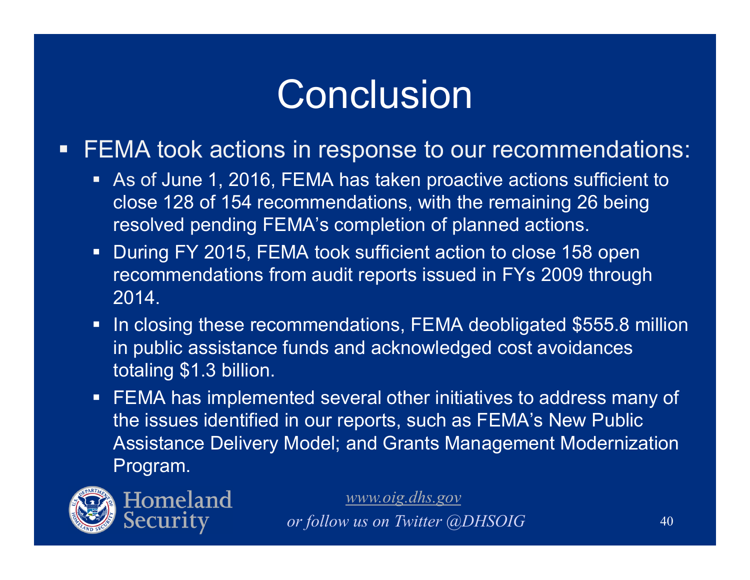# Conclusion

- FEMA took actions in response to our recommendations:
  - As of June 1, 2016, FEMA has taken proactive actions sufficient to close 128 of 154 recommendations, with the remaining 26 being resolved pending FEMA's completion of planned actions.
  - During FY 2015, FEMA took sufficient action to close 158 open recommendations from audit reports issued in FYs 2009 through 2014.
  - In closing these recommendations, FEMA deobligated $555.8 million in public assistance funds and acknowledged cost avoidances totaling $1.3 billion.
  - FEMA has implemented several other initiatives to address many of the issues identified in our reports, such as FEMA's New Public Assistance Delivery Model; and Grants Management Modernization Program.

Homeland Security

*www.oig.dhs.gov*

*or follow us on Twitter @DHSOIG*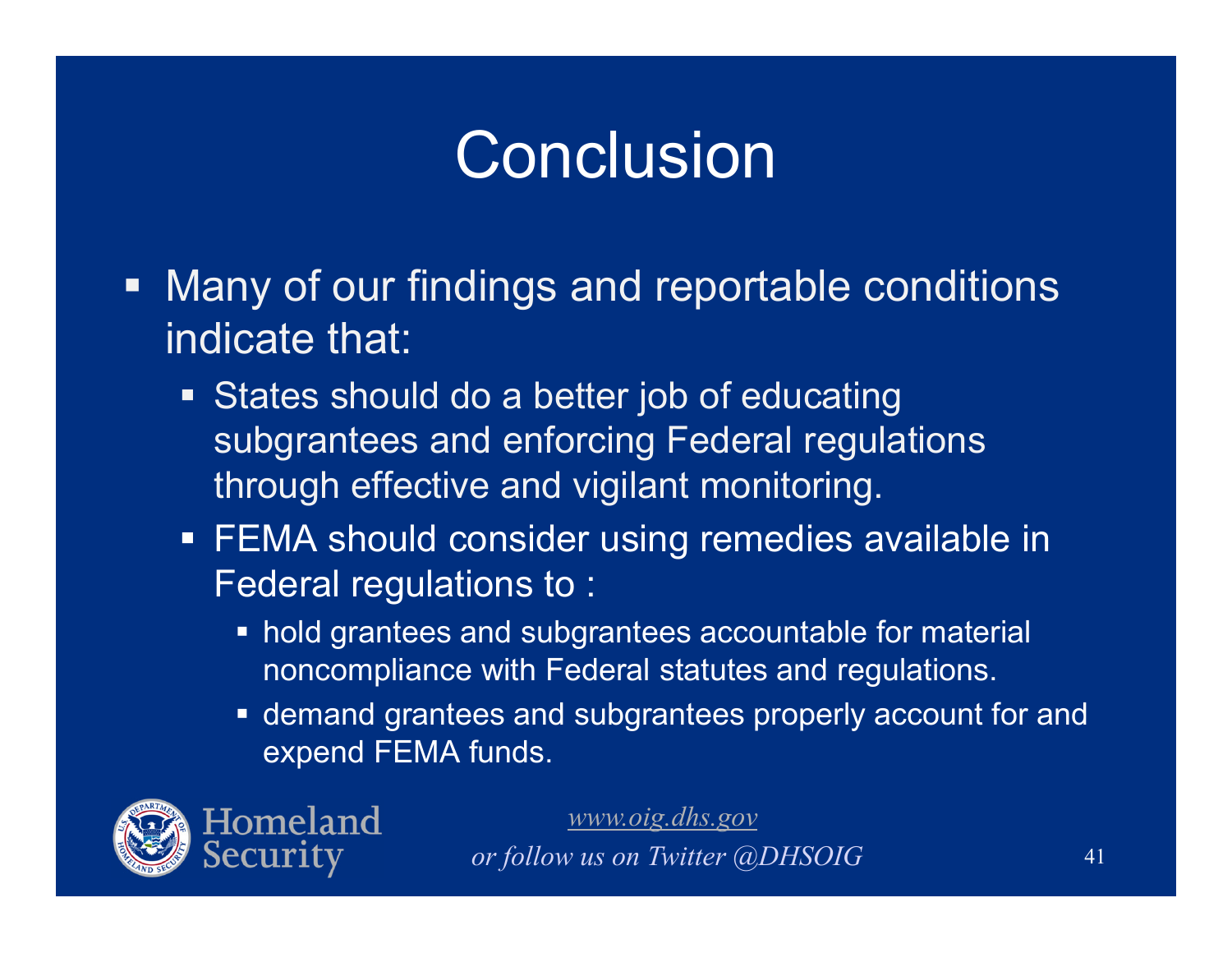# Conclusion

- Many of our findings and reportable conditions indicate that:
  - States should do a better job of educating subgrantees and enforcing Federal regulations through effective and vigilant monitoring.
  - FEMA should consider using remedies available in Federal regulations to :
    - hold grantees and subgrantees accountable for material noncompliance with Federal statutes and regulations.
    - demand grantees and subgrantees properly account for and expend FEMA funds.

Homeland Security

*www.oig.dhs.gov*

*or follow us on Twitter @DHSOIG*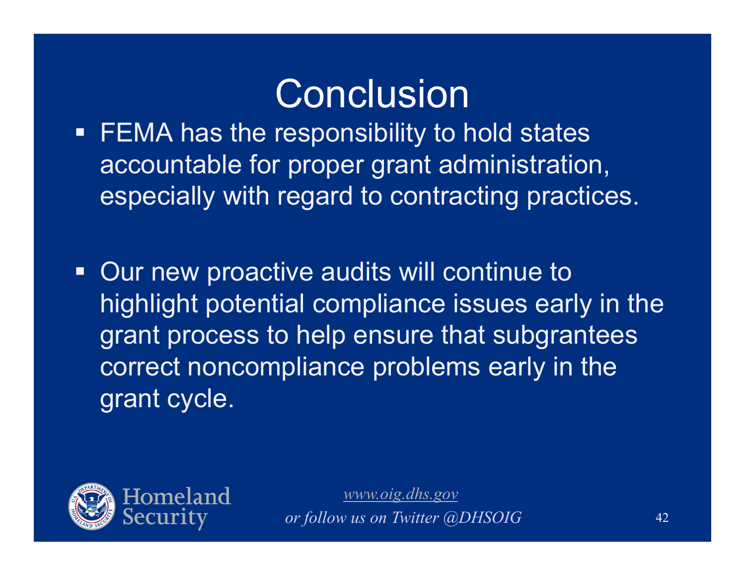# Conclusion

- FEMA has the responsibility to hold states accountable for proper grant administration, especially with regard to contracting practices.

- Our new proactive audits will continue to highlight potential compliance issues early in the grant process to help ensure that subgrantees correct noncompliance problems early in the grant cycle.

Homeland Security

*www.oig.dhs.gov*

*or follow us on Twitter @DHSOIG*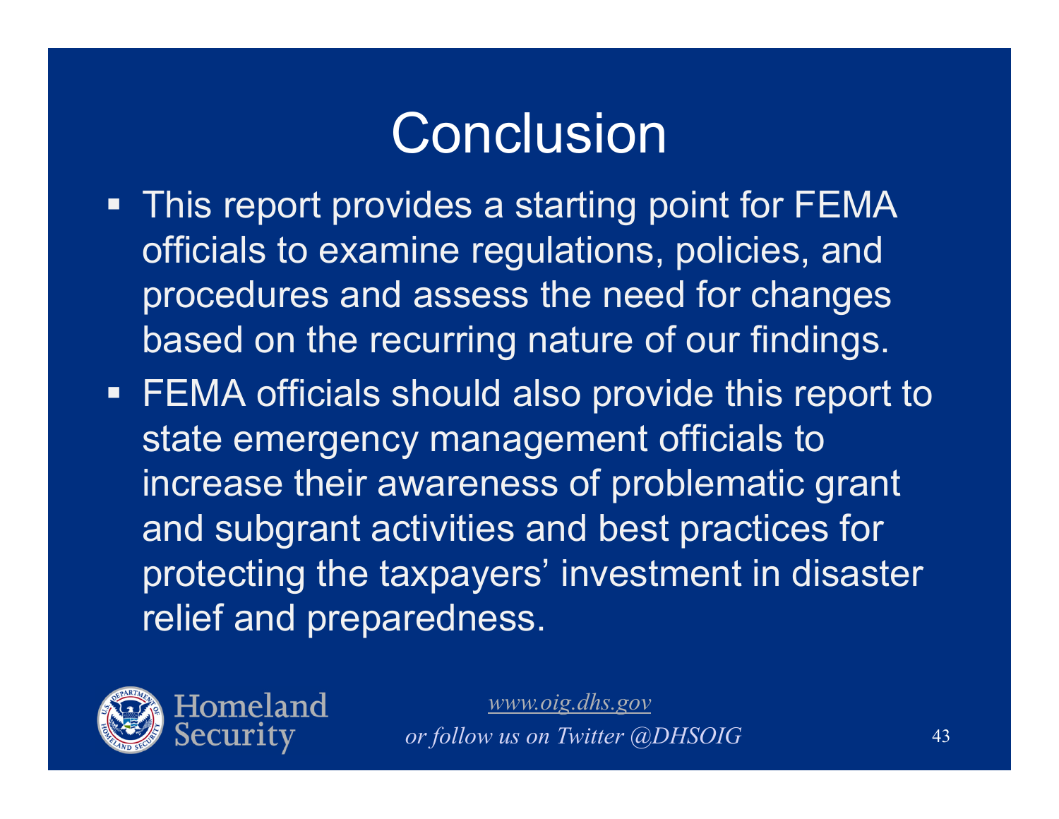# Conclusion

- This report provides a starting point for FEMA officials to examine regulations, policies, and procedures and assess the need for changes based on the recurring nature of our findings.
- FEMA officials should also provide this report to state emergency management officials to increase their awareness of problematic grant and subgrant activities and best practices for protecting the taxpayers' investment in disaster relief and preparedness.

Homeland Security

*www.oig.dhs.gov*

*or follow us on Twitter @DHSOIG*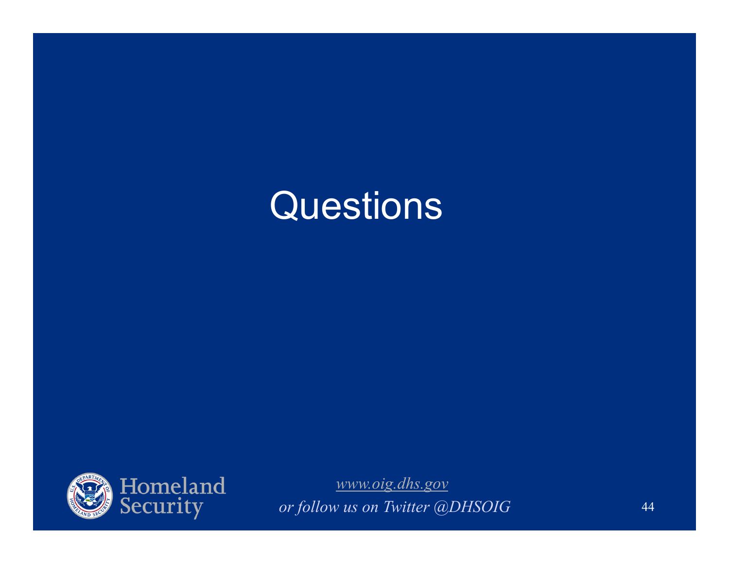# Questions

Homeland Security

*[www.oig.dhs.gov](http://www.oig.dhs.gov)*

*or follow us on Twitter @DHSOIG*